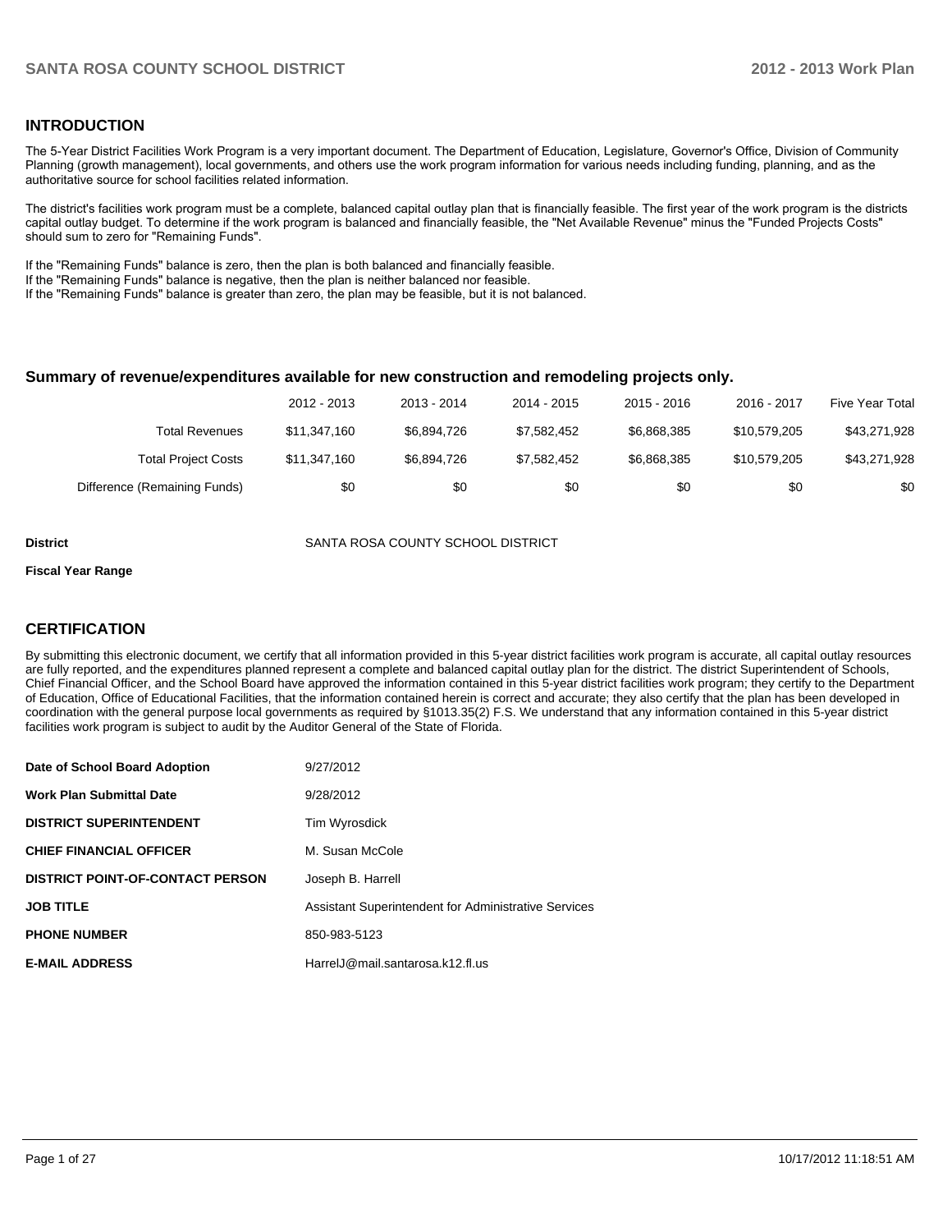## INTRODUCTION

The 5-Year District Facilities Work Program is a very important document. The Department of Education, Legislature, Governor's Office, Division of Community Planning (growth management), local governments, and others use the work program information for various needs including funding, planning, and as the authoritative source for school facilities related information.

The district's facilities work program must be a complete, balanced capital outlay plan that is financially feasible. The first year of the work program is the districts capital outlay budget. To determine if the work program is balanced and financially feasible, the "Net Available Revenue" minus the "Funded Projects Costs" should sum to zero for "Remaining Funds".

If the "Remaining Funds" balance is zero, then the plan is both balanced and financially feasible.
If the "Remaining Funds" balance is negative, then the plan is neither balanced nor feasible.
If the "Remaining Funds" balance is greater than zero, the plan may be feasible, but it is not balanced.

### Summary of revenue/expenditures available for new construction and remodeling projects only.

| | 2012 - 2013 | 2013 - 2014 | 2014 - 2015 | 2015 - 2016 | 2016 - 2017 | Five Year Total |
|---|---|---|---|---|---|---|
| Total Revenues | $11,347,160 | $6,894,726 | $7,582,452 | $6,868,385 | $10,579,205 | $43,271,928 |
| Total Project Costs | $11,347,160 | $6,894,726 | $7,582,452 | $6,868,385 | $10,579,205 | $43,271,928 |
| Difference (Remaining Funds) | $0 | $0 | $0 | $0 | $0 | $0 |

**District** SANTA ROSA COUNTY SCHOOL DISTRICT

**Fiscal Year Range**

## CERTIFICATION

By submitting this electronic document, we certify that all information provided in this 5-year district facilities work program is accurate, all capital outlay resources are fully reported, and the expenditures planned represent a complete and balanced capital outlay plan for the district. The district Superintendent of Schools, Chief Financial Officer, and the School Board have approved the information contained in this 5-year district facilities work program; they certify to the Department of Education, Office of Educational Facilities, that the information contained herein is correct and accurate; they also certify that the plan has been developed in coordination with the general purpose local governments as required by §1013.35(2) F.S. We understand that any information contained in this 5-year district facilities work program is subject to audit by the Auditor General of the State of Florida.

| | |
|---|---|
| **Date of School Board Adoption** | 9/27/2012 |
| **Work Plan Submittal Date** | 9/28/2012 |
| **DISTRICT SUPERINTENDENT** | Tim Wyrosdick |
| **CHIEF FINANCIAL OFFICER** | M. Susan McCole |
| **DISTRICT POINT-OF-CONTACT PERSON** | Joseph B. Harrell |
| **JOB TITLE** | Assistant Superintendent for Administrative Services |
| **PHONE NUMBER** | 850-983-5123 |
| **E-MAIL ADDRESS** | HarrelJ@mail.santarosa.k12.fl.us |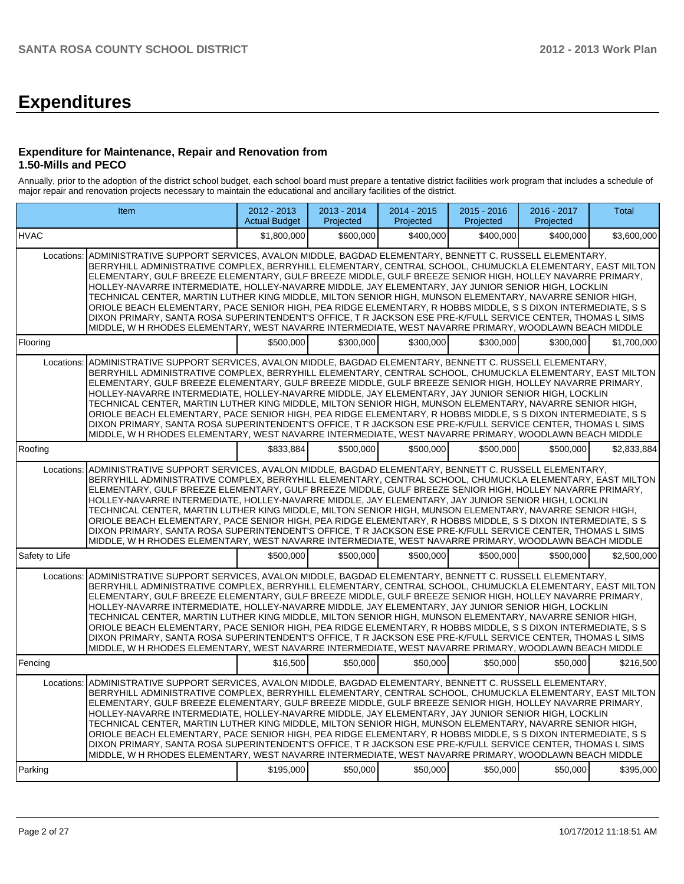# Expenditures

### Expenditure for Maintenance, Repair and Renovation from 1.50-Mills and PECO

Annually, prior to the adoption of the district school budget, each school board must prepare a tentative district facilities work program that includes a schedule of major repair and renovation projects necessary to maintain the educational and ancillary facilities of the district.

| Item | | 2012 - 2013 Actual Budget | 2013 - 2014 Projected | 2014 - 2015 Projected | 2015 - 2016 Projected | 2016 - 2017 Projected | Total |
|---|---|---|---|---|---|---|---|
| HVAC | | $1,800,000 | $600,000 | $400,000 | $400,000 | $400,000 | $3,600,000 |
| Locations: | ADMINISTRATIVE SUPPORT SERVICES, AVALON MIDDLE, BAGDAD ELEMENTARY, BENNETT C. RUSSELL ELEMENTARY, BERRYHILL ADMINISTRATIVE COMPLEX, BERRYHILL ELEMENTARY, CENTRAL SCHOOL, CHUMUCKLA ELEMENTARY, EAST MILTON ELEMENTARY, GULF BREEZE ELEMENTARY, GULF BREEZE MIDDLE, GULF BREEZE SENIOR HIGH, HOLLEY NAVARRE PRIMARY, HOLLEY-NAVARRE INTERMEDIATE, HOLLEY-NAVARRE MIDDLE, JAY ELEMENTARY, JAY JUNIOR SENIOR HIGH, LOCKLIN TECHNICAL CENTER, MARTIN LUTHER KING MIDDLE, MILTON SENIOR HIGH, MUNSON ELEMENTARY, NAVARRE SENIOR HIGH, ORIOLE BEACH ELEMENTARY, PACE SENIOR HIGH, PEA RIDGE ELEMENTARY, R HOBBS MIDDLE, S S DIXON INTERMEDIATE, S S DIXON PRIMARY, SANTA ROSA SUPERINTENDENT'S OFFICE, T R JACKSON ESE PRE-K/FULL SERVICE CENTER, THOMAS L SIMS MIDDLE, W H RHODES ELEMENTARY, WEST NAVARRE INTERMEDIATE, WEST NAVARRE PRIMARY, WOODLAWN BEACH MIDDLE | | | | | | |
| Flooring | | $500,000 | $300,000 | $300,000 | $300,000 | $300,000 | $1,700,000 |
| Locations: | ADMINISTRATIVE SUPPORT SERVICES, AVALON MIDDLE, BAGDAD ELEMENTARY, BENNETT C. RUSSELL ELEMENTARY, BERRYHILL ADMINISTRATIVE COMPLEX, BERRYHILL ELEMENTARY, CENTRAL SCHOOL, CHUMUCKLA ELEMENTARY, EAST MILTON ELEMENTARY, GULF BREEZE ELEMENTARY, GULF BREEZE MIDDLE, GULF BREEZE SENIOR HIGH, HOLLEY NAVARRE PRIMARY, HOLLEY-NAVARRE INTERMEDIATE, HOLLEY-NAVARRE MIDDLE, JAY ELEMENTARY, JAY JUNIOR SENIOR HIGH, LOCKLIN TECHNICAL CENTER, MARTIN LUTHER KING MIDDLE, MILTON SENIOR HIGH, MUNSON ELEMENTARY, NAVARRE SENIOR HIGH, ORIOLE BEACH ELEMENTARY, PACE SENIOR HIGH, PEA RIDGE ELEMENTARY, R HOBBS MIDDLE, S S DIXON INTERMEDIATE, S S DIXON PRIMARY, SANTA ROSA SUPERINTENDENT'S OFFICE, T R JACKSON ESE PRE-K/FULL SERVICE CENTER, THOMAS L SIMS MIDDLE, W H RHODES ELEMENTARY, WEST NAVARRE INTERMEDIATE, WEST NAVARRE PRIMARY, WOODLAWN BEACH MIDDLE | | | | | | |
| Roofing | | $833,884 | $500,000 | $500,000 | $500,000 | $500,000 | $2,833,884 |
| Locations: | ADMINISTRATIVE SUPPORT SERVICES, AVALON MIDDLE, BAGDAD ELEMENTARY, BENNETT C. RUSSELL ELEMENTARY, BERRYHILL ADMINISTRATIVE COMPLEX, BERRYHILL ELEMENTARY, CENTRAL SCHOOL, CHUMUCKLA ELEMENTARY, EAST MILTON ELEMENTARY, GULF BREEZE ELEMENTARY, GULF BREEZE MIDDLE, GULF BREEZE SENIOR HIGH, HOLLEY NAVARRE PRIMARY, HOLLEY-NAVARRE INTERMEDIATE, HOLLEY-NAVARRE MIDDLE, JAY ELEMENTARY, JAY JUNIOR SENIOR HIGH, LOCKLIN TECHNICAL CENTER, MARTIN LUTHER KING MIDDLE, MILTON SENIOR HIGH, MUNSON ELEMENTARY, NAVARRE SENIOR HIGH, ORIOLE BEACH ELEMENTARY, PACE SENIOR HIGH, PEA RIDGE ELEMENTARY, R HOBBS MIDDLE, S S DIXON INTERMEDIATE, S S DIXON PRIMARY, SANTA ROSA SUPERINTENDENT'S OFFICE, T R JACKSON ESE PRE-K/FULL SERVICE CENTER, THOMAS L SIMS MIDDLE, W H RHODES ELEMENTARY, WEST NAVARRE INTERMEDIATE, WEST NAVARRE PRIMARY, WOODLAWN BEACH MIDDLE | | | | | | |
| Safety to Life | | $500,000 | $500,000 | $500,000 | $500,000 | $500,000 | $2,500,000 |
| Locations: | ADMINISTRATIVE SUPPORT SERVICES, AVALON MIDDLE, BAGDAD ELEMENTARY, BENNETT C. RUSSELL ELEMENTARY, BERRYHILL ADMINISTRATIVE COMPLEX, BERRYHILL ELEMENTARY, CENTRAL SCHOOL, CHUMUCKLA ELEMENTARY, EAST MILTON ELEMENTARY, GULF BREEZE ELEMENTARY, GULF BREEZE MIDDLE, GULF BREEZE SENIOR HIGH, HOLLEY NAVARRE PRIMARY, HOLLEY-NAVARRE INTERMEDIATE, HOLLEY-NAVARRE MIDDLE, JAY ELEMENTARY, JAY JUNIOR SENIOR HIGH, LOCKLIN TECHNICAL CENTER, MARTIN LUTHER KING MIDDLE, MILTON SENIOR HIGH, MUNSON ELEMENTARY, NAVARRE SENIOR HIGH, ORIOLE BEACH ELEMENTARY, PACE SENIOR HIGH, PEA RIDGE ELEMENTARY, R HOBBS MIDDLE, S S DIXON INTERMEDIATE, S S DIXON PRIMARY, SANTA ROSA SUPERINTENDENT'S OFFICE, T R JACKSON ESE PRE-K/FULL SERVICE CENTER, THOMAS L SIMS MIDDLE, W H RHODES ELEMENTARY, WEST NAVARRE INTERMEDIATE, WEST NAVARRE PRIMARY, WOODLAWN BEACH MIDDLE | | | | | | |
| Fencing | | $16,500 | $50,000 | $50,000 | $50,000 | $50,000 | $216,500 |
| Locations: | ADMINISTRATIVE SUPPORT SERVICES, AVALON MIDDLE, BAGDAD ELEMENTARY, BENNETT C. RUSSELL ELEMENTARY, BERRYHILL ADMINISTRATIVE COMPLEX, BERRYHILL ELEMENTARY, CENTRAL SCHOOL, CHUMUCKLA ELEMENTARY, EAST MILTON ELEMENTARY, GULF BREEZE ELEMENTARY, GULF BREEZE MIDDLE, GULF BREEZE SENIOR HIGH, HOLLEY NAVARRE PRIMARY, HOLLEY-NAVARRE INTERMEDIATE, HOLLEY-NAVARRE MIDDLE, JAY ELEMENTARY, JAY JUNIOR SENIOR HIGH, LOCKLIN TECHNICAL CENTER, MARTIN LUTHER KING MIDDLE, MILTON SENIOR HIGH, MUNSON ELEMENTARY, NAVARRE SENIOR HIGH, ORIOLE BEACH ELEMENTARY, PACE SENIOR HIGH, PEA RIDGE ELEMENTARY, R HOBBS MIDDLE, S S DIXON INTERMEDIATE, S S DIXON PRIMARY, SANTA ROSA SUPERINTENDENT'S OFFICE, T R JACKSON ESE PRE-K/FULL SERVICE CENTER, THOMAS L SIMS MIDDLE, W H RHODES ELEMENTARY, WEST NAVARRE INTERMEDIATE, WEST NAVARRE PRIMARY, WOODLAWN BEACH MIDDLE | | | | | | |
| Parking | | $195,000 | $50,000 | $50,000 | $50,000 | $50,000 | $395,000 |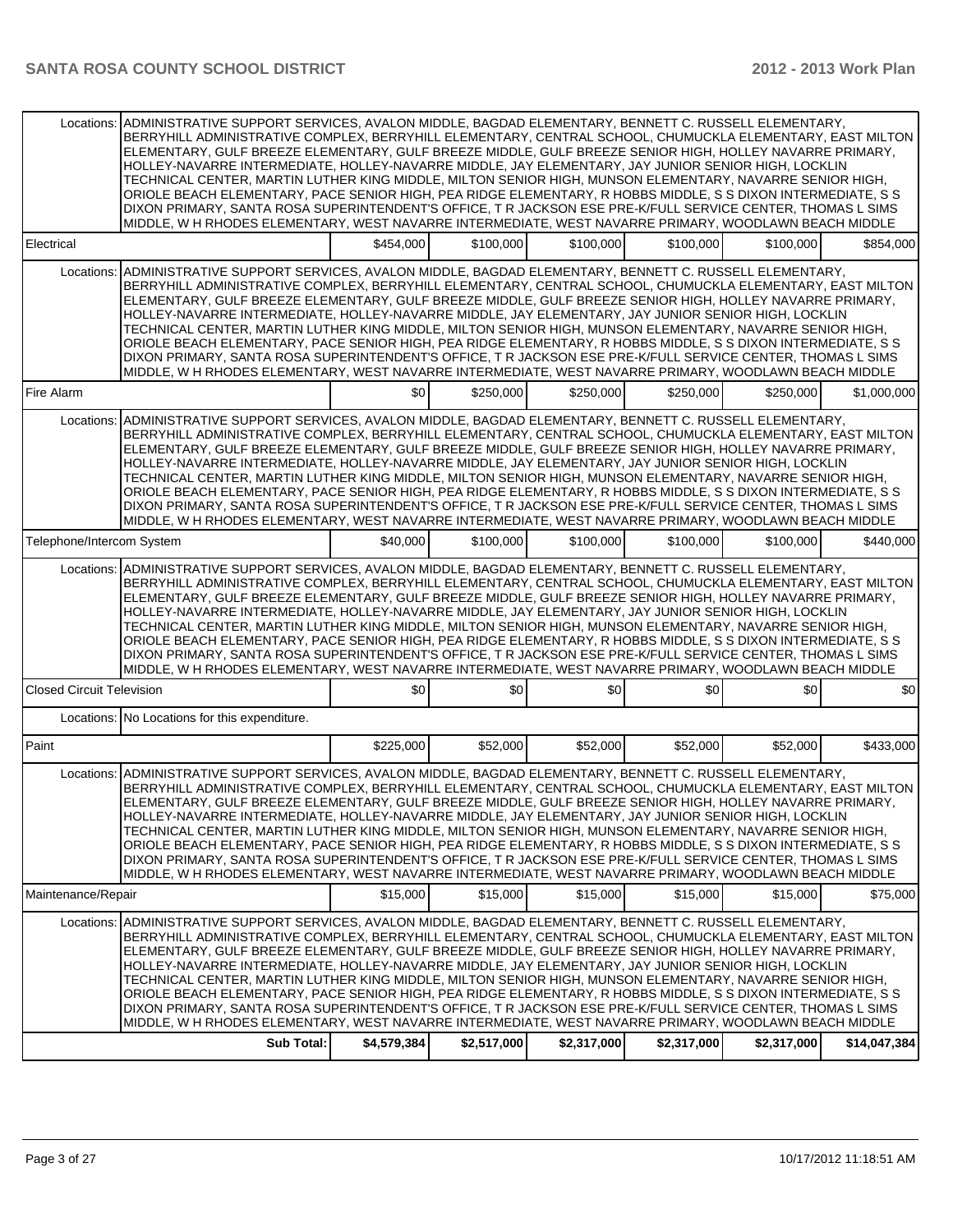| | | | | | | |
|---|---|---|---|---|---|---|
| Locations: ADMINISTRATIVE SUPPORT SERVICES, AVALON MIDDLE, BAGDAD ELEMENTARY, BENNETT C. RUSSELL ELEMENTARY, BERRYHILL ADMINISTRATIVE COMPLEX, BERRYHILL ELEMENTARY, CENTRAL SCHOOL, CHUMUCKLA ELEMENTARY, EAST MILTON ELEMENTARY, GULF BREEZE ELEMENTARY, GULF BREEZE MIDDLE, GULF BREEZE SENIOR HIGH, HOLLEY NAVARRE PRIMARY, HOLLEY-NAVARRE INTERMEDIATE, HOLLEY-NAVARRE MIDDLE, JAY ELEMENTARY, JAY JUNIOR SENIOR HIGH, LOCKLIN TECHNICAL CENTER, MARTIN LUTHER KING MIDDLE, MILTON SENIOR HIGH, MUNSON ELEMENTARY, NAVARRE SENIOR HIGH, ORIOLE BEACH ELEMENTARY, PACE SENIOR HIGH, PEA RIDGE ELEMENTARY, R HOBBS MIDDLE, S S DIXON INTERMEDIATE, S S DIXON PRIMARY, SANTA ROSA SUPERINTENDENT'S OFFICE, T R JACKSON ESE PRE-K/FULL SERVICE CENTER, THOMAS L SIMS MIDDLE, W H RHODES ELEMENTARY, WEST NAVARRE INTERMEDIATE, WEST NAVARRE PRIMARY, WOODLAWN BEACH MIDDLE | | | | | | |
| Electrical | $454,000 | $100,000 | $100,000 | $100,000 | $100,000 | $854,000 |
| Locations: ADMINISTRATIVE SUPPORT SERVICES, AVALON MIDDLE, BAGDAD ELEMENTARY, BENNETT C. RUSSELL ELEMENTARY, BERRYHILL ADMINISTRATIVE COMPLEX, BERRYHILL ELEMENTARY, CENTRAL SCHOOL, CHUMUCKLA ELEMENTARY, EAST MILTON ELEMENTARY, GULF BREEZE ELEMENTARY, GULF BREEZE MIDDLE, GULF BREEZE SENIOR HIGH, HOLLEY NAVARRE PRIMARY, HOLLEY-NAVARRE INTERMEDIATE, HOLLEY-NAVARRE MIDDLE, JAY ELEMENTARY, JAY JUNIOR SENIOR HIGH, LOCKLIN TECHNICAL CENTER, MARTIN LUTHER KING MIDDLE, MILTON SENIOR HIGH, MUNSON ELEMENTARY, NAVARRE SENIOR HIGH, ORIOLE BEACH ELEMENTARY, PACE SENIOR HIGH, PEA RIDGE ELEMENTARY, R HOBBS MIDDLE, S S DIXON INTERMEDIATE, S S DIXON PRIMARY, SANTA ROSA SUPERINTENDENT'S OFFICE, T R JACKSON ESE PRE-K/FULL SERVICE CENTER, THOMAS L SIMS MIDDLE, W H RHODES ELEMENTARY, WEST NAVARRE INTERMEDIATE, WEST NAVARRE PRIMARY, WOODLAWN BEACH MIDDLE | | | | | | |
| Fire Alarm | $0 | $250,000 | $250,000 | $250,000 | $250,000 | $1,000,000 |
| Locations: ADMINISTRATIVE SUPPORT SERVICES, AVALON MIDDLE, BAGDAD ELEMENTARY, BENNETT C. RUSSELL ELEMENTARY, BERRYHILL ADMINISTRATIVE COMPLEX, BERRYHILL ELEMENTARY, CENTRAL SCHOOL, CHUMUCKLA ELEMENTARY, EAST MILTON ELEMENTARY, GULF BREEZE ELEMENTARY, GULF BREEZE MIDDLE, GULF BREEZE SENIOR HIGH, HOLLEY NAVARRE PRIMARY, HOLLEY-NAVARRE INTERMEDIATE, HOLLEY-NAVARRE MIDDLE, JAY ELEMENTARY, JAY JUNIOR SENIOR HIGH, LOCKLIN TECHNICAL CENTER, MARTIN LUTHER KING MIDDLE, MILTON SENIOR HIGH, MUNSON ELEMENTARY, NAVARRE SENIOR HIGH, ORIOLE BEACH ELEMENTARY, PACE SENIOR HIGH, PEA RIDGE ELEMENTARY, R HOBBS MIDDLE, S S DIXON INTERMEDIATE, S S DIXON PRIMARY, SANTA ROSA SUPERINTENDENT'S OFFICE, T R JACKSON ESE PRE-K/FULL SERVICE CENTER, THOMAS L SIMS MIDDLE, W H RHODES ELEMENTARY, WEST NAVARRE INTERMEDIATE, WEST NAVARRE PRIMARY, WOODLAWN BEACH MIDDLE | | | | | | |
| Telephone/Intercom System | $40,000 | $100,000 | $100,000 | $100,000 | $100,000 | $440,000 |
| Locations: ADMINISTRATIVE SUPPORT SERVICES, AVALON MIDDLE, BAGDAD ELEMENTARY, BENNETT C. RUSSELL ELEMENTARY, BERRYHILL ADMINISTRATIVE COMPLEX, BERRYHILL ELEMENTARY, CENTRAL SCHOOL, CHUMUCKLA ELEMENTARY, EAST MILTON ELEMENTARY, GULF BREEZE ELEMENTARY, GULF BREEZE MIDDLE, GULF BREEZE SENIOR HIGH, HOLLEY NAVARRE PRIMARY, HOLLEY-NAVARRE INTERMEDIATE, HOLLEY-NAVARRE MIDDLE, JAY ELEMENTARY, JAY JUNIOR SENIOR HIGH, LOCKLIN TECHNICAL CENTER, MARTIN LUTHER KING MIDDLE, MILTON SENIOR HIGH, MUNSON ELEMENTARY, NAVARRE SENIOR HIGH, ORIOLE BEACH ELEMENTARY, PACE SENIOR HIGH, PEA RIDGE ELEMENTARY, R HOBBS MIDDLE, S S DIXON INTERMEDIATE, S S DIXON PRIMARY, SANTA ROSA SUPERINTENDENT'S OFFICE, T R JACKSON ESE PRE-K/FULL SERVICE CENTER, THOMAS L SIMS MIDDLE, W H RHODES ELEMENTARY, WEST NAVARRE INTERMEDIATE, WEST NAVARRE PRIMARY, WOODLAWN BEACH MIDDLE | | | | | | |
| Closed Circuit Television | $0 | $0 | $0 | $0 | $0 | $0 |
| Locations: No Locations for this expenditure. | | | | | | |
| Paint | $225,000 | $52,000 | $52,000 | $52,000 | $52,000 | $433,000 |
| Locations: ADMINISTRATIVE SUPPORT SERVICES, AVALON MIDDLE, BAGDAD ELEMENTARY, BENNETT C. RUSSELL ELEMENTARY, BERRYHILL ADMINISTRATIVE COMPLEX, BERRYHILL ELEMENTARY, CENTRAL SCHOOL, CHUMUCKLA ELEMENTARY, EAST MILTON ELEMENTARY, GULF BREEZE ELEMENTARY, GULF BREEZE MIDDLE, GULF BREEZE SENIOR HIGH, HOLLEY NAVARRE PRIMARY, HOLLEY-NAVARRE INTERMEDIATE, HOLLEY-NAVARRE MIDDLE, JAY ELEMENTARY, JAY JUNIOR SENIOR HIGH, LOCKLIN TECHNICAL CENTER, MARTIN LUTHER KING MIDDLE, MILTON SENIOR HIGH, MUNSON ELEMENTARY, NAVARRE SENIOR HIGH, ORIOLE BEACH ELEMENTARY, PACE SENIOR HIGH, PEA RIDGE ELEMENTARY, R HOBBS MIDDLE, S S DIXON INTERMEDIATE, S S DIXON PRIMARY, SANTA ROSA SUPERINTENDENT'S OFFICE, T R JACKSON ESE PRE-K/FULL SERVICE CENTER, THOMAS L SIMS MIDDLE, W H RHODES ELEMENTARY, WEST NAVARRE INTERMEDIATE, WEST NAVARRE PRIMARY, WOODLAWN BEACH MIDDLE | | | | | | |
| Maintenance/Repair | $15,000 | $15,000 | $15,000 | $15,000 | $15,000 | $75,000 |
| Locations: ADMINISTRATIVE SUPPORT SERVICES, AVALON MIDDLE, BAGDAD ELEMENTARY, BENNETT C. RUSSELL ELEMENTARY, BERRYHILL ADMINISTRATIVE COMPLEX, BERRYHILL ELEMENTARY, CENTRAL SCHOOL, CHUMUCKLA ELEMENTARY, EAST MILTON ELEMENTARY, GULF BREEZE ELEMENTARY, GULF BREEZE MIDDLE, GULF BREEZE SENIOR HIGH, HOLLEY NAVARRE PRIMARY, HOLLEY-NAVARRE INTERMEDIATE, HOLLEY-NAVARRE MIDDLE, JAY ELEMENTARY, JAY JUNIOR SENIOR HIGH, LOCKLIN TECHNICAL CENTER, MARTIN LUTHER KING MIDDLE, MILTON SENIOR HIGH, MUNSON ELEMENTARY, NAVARRE SENIOR HIGH, ORIOLE BEACH ELEMENTARY, PACE SENIOR HIGH, PEA RIDGE ELEMENTARY, R HOBBS MIDDLE, S S DIXON INTERMEDIATE, S S DIXON PRIMARY, SANTA ROSA SUPERINTENDENT'S OFFICE, T R JACKSON ESE PRE-K/FULL SERVICE CENTER, THOMAS L SIMS MIDDLE, W H RHODES ELEMENTARY, WEST NAVARRE INTERMEDIATE, WEST NAVARRE PRIMARY, WOODLAWN BEACH MIDDLE | | | | | | |
| **Sub Total:** | **$4,579,384** | **$2,517,000** | **$2,317,000** | **$2,317,000** | **$2,317,000** | **$14,047,384** |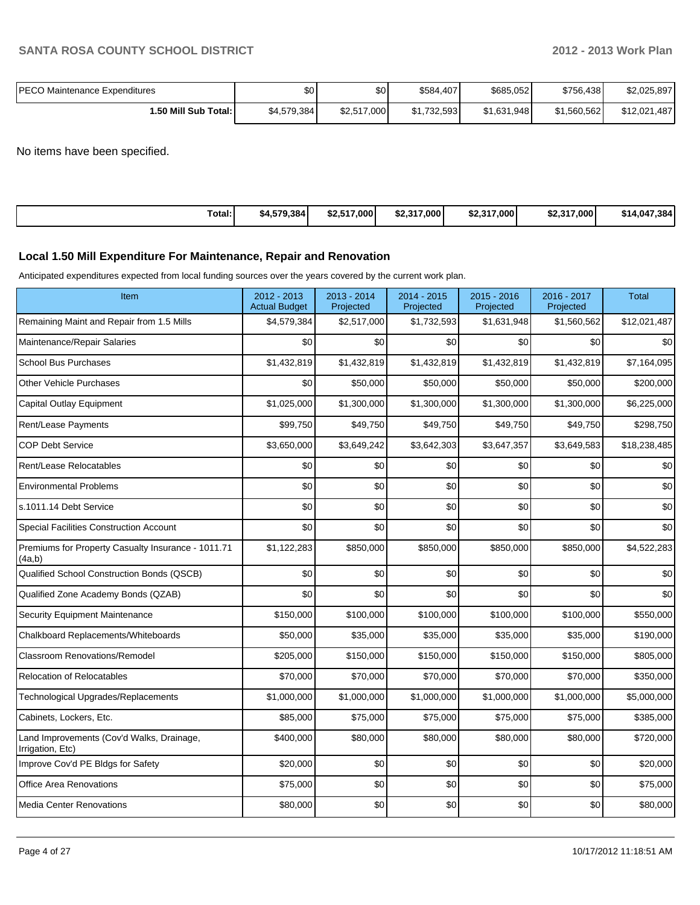| PECO Maintenance Expenditures | $0 | $0 | $584,407 | $685,052 | $756,438 | $2,025,897 |
|---|---|---|---|---|---|---|
| **1.50 Mill Sub Total:** | $4,579,384 | $2,517,000 | $1,732,593 | $1,631,948 | $1,560,562 | $12,021,487 |

No items have been specified.

| **Total:** | **$4,579,384** | **$2,517,000** | **$2,317,000** | **$2,317,000** | **$2,317,000** | **$14,047,384** |
|---|---|---|---|---|---|---|

### Local 1.50 Mill Expenditure For Maintenance, Repair and Renovation

Anticipated expenditures expected from local funding sources over the years covered by the current work plan.

| Item | 2012 - 2013 Actual Budget | 2013 - 2014 Projected | 2014 - 2015 Projected | 2015 - 2016 Projected | 2016 - 2017 Projected | Total |
|---|---|---|---|---|---|---|
| Remaining Maint and Repair from 1.5 Mills | $4,579,384 | $2,517,000 | $1,732,593 | $1,631,948 | $1,560,562 | $12,021,487 |
| Maintenance/Repair Salaries | $0 | $0 | $0 | $0 | $0 | $0 |
| School Bus Purchases | $1,432,819 | $1,432,819 | $1,432,819 | $1,432,819 | $1,432,819 | $7,164,095 |
| Other Vehicle Purchases | $0 | $50,000 | $50,000 | $50,000 | $50,000 | $200,000 |
| Capital Outlay Equipment | $1,025,000 | $1,300,000 | $1,300,000 | $1,300,000 | $1,300,000 | $6,225,000 |
| Rent/Lease Payments | $99,750 | $49,750 | $49,750 | $49,750 | $49,750 | $298,750 |
| COP Debt Service | $3,650,000 | $3,649,242 | $3,642,303 | $3,647,357 | $3,649,583 | $18,238,485 |
| Rent/Lease Relocatables | $0 | $0 | $0 | $0 | $0 | $0 |
| Environmental Problems | $0 | $0 | $0 | $0 | $0 | $0 |
| s.1011.14 Debt Service | $0 | $0 | $0 | $0 | $0 | $0 |
| Special Facilities Construction Account | $0 | $0 | $0 | $0 | $0 | $0 |
| Premiums for Property Casualty Insurance - 1011.71 (4a,b) | $1,122,283 | $850,000 | $850,000 | $850,000 | $850,000 | $4,522,283 |
| Qualified School Construction Bonds (QSCB) | $0 | $0 | $0 | $0 | $0 | $0 |
| Qualified Zone Academy Bonds (QZAB) | $0 | $0 | $0 | $0 | $0 | $0 |
| Security Equipment Maintenance | $150,000 | $100,000 | $100,000 | $100,000 | $100,000 | $550,000 |
| Chalkboard Replacements/Whiteboards | $50,000 | $35,000 | $35,000 | $35,000 | $35,000 | $190,000 |
| Classroom Renovations/Remodel | $205,000 | $150,000 | $150,000 | $150,000 | $150,000 | $805,000 |
| Relocation of Relocatables | $70,000 | $70,000 | $70,000 | $70,000 | $70,000 | $350,000 |
| Technological Upgrades/Replacements | $1,000,000 | $1,000,000 | $1,000,000 | $1,000,000 | $1,000,000 | $5,000,000 |
| Cabinets, Lockers, Etc. | $85,000 | $75,000 | $75,000 | $75,000 | $75,000 | $385,000 |
| Land Improvements (Cov'd Walks, Drainage, Irrigation, Etc) | $400,000 | $80,000 | $80,000 | $80,000 | $80,000 | $720,000 |
| Improve Cov'd PE Bldgs for Safety | $20,000 | $0 | $0 | $0 | $0 | $20,000 |
| Office Area Renovations | $75,000 | $0 | $0 | $0 | $0 | $75,000 |
| Media Center Renovations | $80,000 | $0 | $0 | $0 | $0 | $80,000 |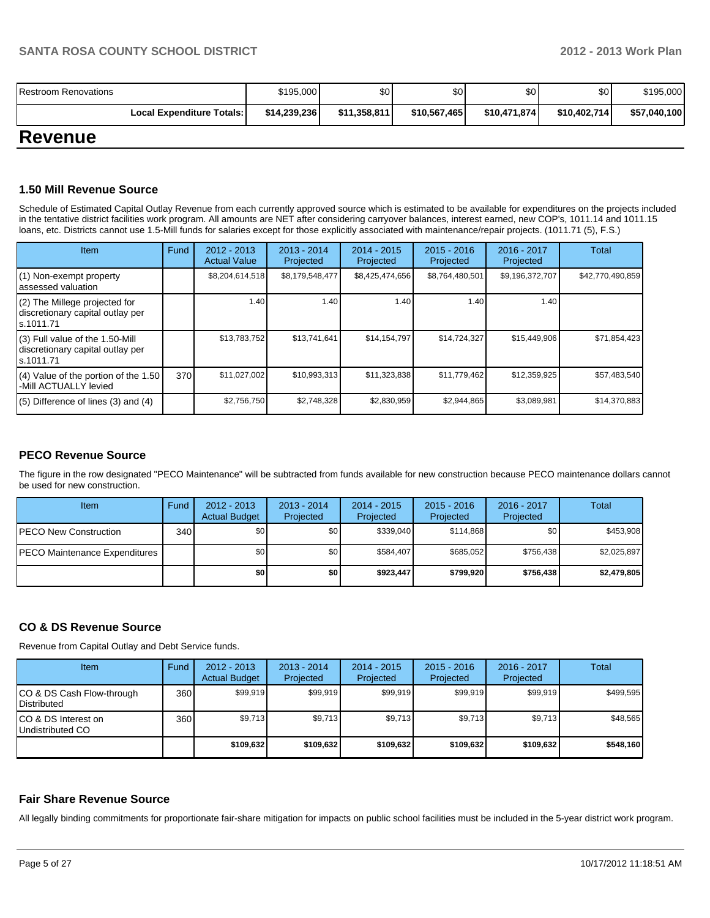| Restroom Renovations | $195,000 | $0 | $0 | $0 | $0 | $195,000 |
|---|---|---|---|---|---|---|
| **Local Expenditure Totals:** | **$14,239,236** | **$11,358,811** | **$10,567,465** | **$10,471,874** | **$10,402,714** | **$57,040,100** |

# Revenue

### 1.50 Mill Revenue Source

Schedule of Estimated Capital Outlay Revenue from each currently approved source which is estimated to be available for expenditures on the projects included in the tentative district facilities work program. All amounts are NET after considering carryover balances, interest earned, new COP's, 1011.14 and 1011.15 loans, etc. Districts cannot use 1.5-Mill funds for salaries except for those explicitly associated with maintenance/repair projects. (1011.71 (5), F.S.)

| Item | Fund | 2012 - 2013 Actual Value | 2013 - 2014 Projected | 2014 - 2015 Projected | 2015 - 2016 Projected | 2016 - 2017 Projected | Total |
|---|---|---|---|---|---|---|---|
| (1) Non-exempt property assessed valuation | | $8,204,614,518 | $8,179,548,477 | $8,425,474,656 | $8,764,480,501 | $9,196,372,707 | $42,770,490,859 |
| (2) The Millege projected for discretionary capital outlay per s.1011.71 | | 1.40 | 1.40 | 1.40 | 1.40 | 1.40 | |
| (3) Full value of the 1.50-Mill discretionary capital outlay per s.1011.71 | | $13,783,752 | $13,741,641 | $14,154,797 | $14,724,327 | $15,449,906 | $71,854,423 |
| (4) Value of the portion of the 1.50 -Mill ACTUALLY levied | 370 | $11,027,002 | $10,993,313 | $11,323,838 | $11,779,462 | $12,359,925 | $57,483,540 |
| (5) Difference of lines (3) and (4) | | $2,756,750 | $2,748,328 | $2,830,959 | $2,944,865 | $3,089,981 | $14,370,883 |

### PECO Revenue Source

The figure in the row designated "PECO Maintenance" will be subtracted from funds available for new construction because PECO maintenance dollars cannot be used for new construction.

| Item | Fund | 2012 - 2013 Actual Budget | 2013 - 2014 Projected | 2014 - 2015 Projected | 2015 - 2016 Projected | 2016 - 2017 Projected | Total |
|---|---|---|---|---|---|---|---|
| PECO New Construction | 340 | $0 | $0 | $339,040 | $114,868 | $0 | $453,908 |
| PECO Maintenance Expenditures | | $0 | $0 | $584,407 | $685,052 | $756,438 | $2,025,897 |
| | | **$0** | **$0** | **$923,447** | **$799,920** | **$756,438** | **$2,479,805** |

### CO & DS Revenue Source

Revenue from Capital Outlay and Debt Service funds.

| Item | Fund | 2012 - 2013 Actual Budget | 2013 - 2014 Projected | 2014 - 2015 Projected | 2015 - 2016 Projected | 2016 - 2017 Projected | Total |
|---|---|---|---|---|---|---|---|
| CO & DS Cash Flow-through Distributed | 360 | $99,919 | $99,919 | $99,919 | $99,919 | $99,919 | $499,595 |
| CO & DS Interest on Undistributed CO | 360 | $9,713 | $9,713 | $9,713 | $9,713 | $9,713 | $48,565 |
| | | **$109,632** | **$109,632** | **$109,632** | **$109,632** | **$109,632** | **$548,160** |

### Fair Share Revenue Source

All legally binding commitments for proportionate fair-share mitigation for impacts on public school facilities must be included in the 5-year district work program.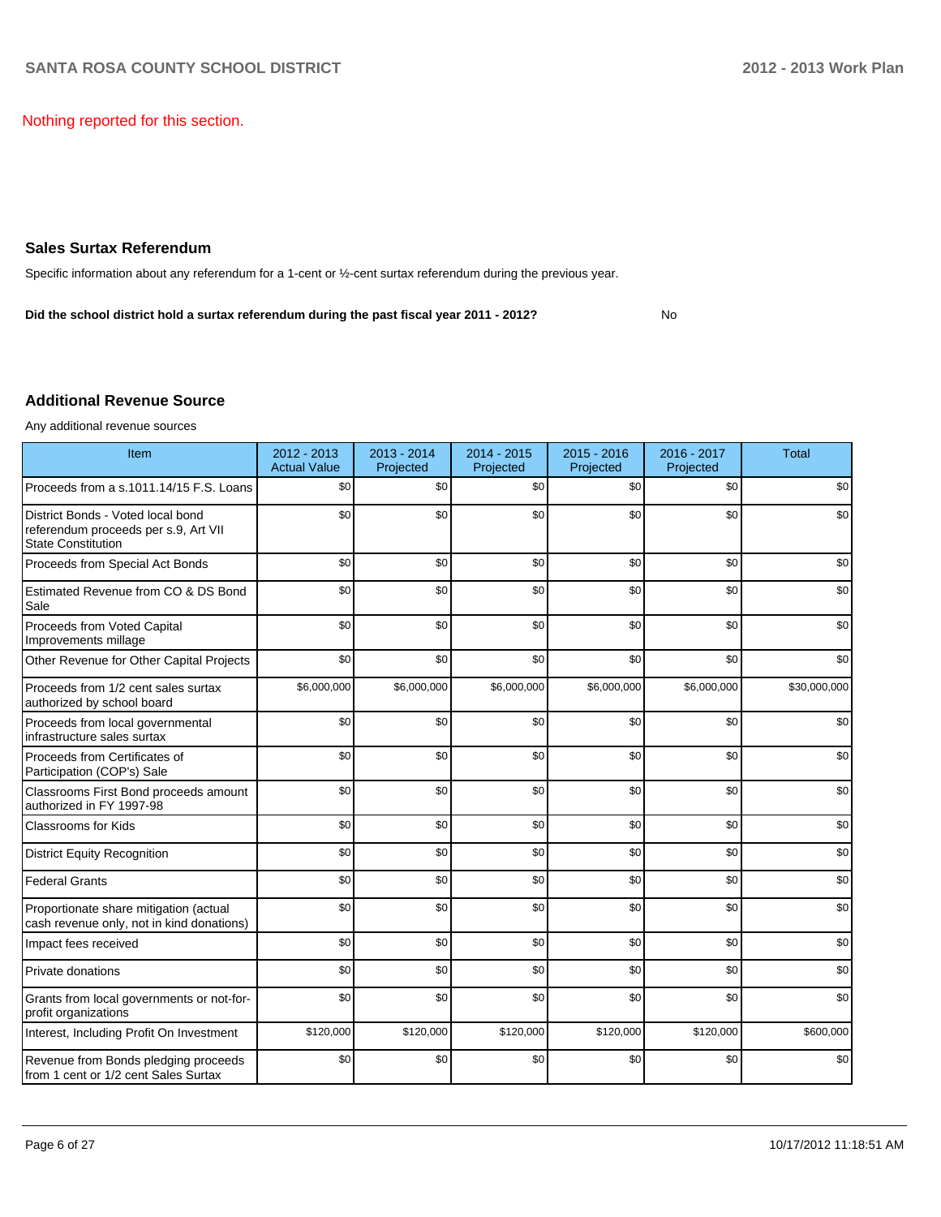Nothing reported for this section.

## Sales Surtax Referendum

Specific information about any referendum for a 1-cent or ½-cent surtax referendum during the previous year.

**Did the school district hold a surtax referendum during the past fiscal year 2011 - 2012?** No

## Additional Revenue Source

Any additional revenue sources

| Item | 2012 - 2013 Actual Value | 2013 - 2014 Projected | 2014 - 2015 Projected | 2015 - 2016 Projected | 2016 - 2017 Projected | Total |
|---|---|---|---|---|---|---|
| Proceeds from a s.1011.14/15 F.S. Loans | $0 | $0 | $0 | $0 | $0 | $0 |
| District Bonds - Voted local bond referendum proceeds per s.9, Art VII State Constitution | $0 | $0 | $0 | $0 | $0 | $0 |
| Proceeds from Special Act Bonds | $0 | $0 | $0 | $0 | $0 | $0 |
| Estimated Revenue from CO & DS Bond Sale | $0 | $0 | $0 | $0 | $0 | $0 |
| Proceeds from Voted Capital Improvements millage | $0 | $0 | $0 | $0 | $0 | $0 |
| Other Revenue for Other Capital Projects | $0 | $0 | $0 | $0 | $0 | $0 |
| Proceeds from 1/2 cent sales surtax authorized by school board | $6,000,000 | $6,000,000 | $6,000,000 | $6,000,000 | $6,000,000 | $30,000,000 |
| Proceeds from local governmental infrastructure sales surtax | $0 | $0 | $0 | $0 | $0 | $0 |
| Proceeds from Certificates of Participation (COP's) Sale | $0 | $0 | $0 | $0 | $0 | $0 |
| Classrooms First Bond proceeds amount authorized in FY 1997-98 | $0 | $0 | $0 | $0 | $0 | $0 |
| Classrooms for Kids | $0 | $0 | $0 | $0 | $0 | $0 |
| District Equity Recognition | $0 | $0 | $0 | $0 | $0 | $0 |
| Federal Grants | $0 | $0 | $0 | $0 | $0 | $0 |
| Proportionate share mitigation (actual cash revenue only, not in kind donations) | $0 | $0 | $0 | $0 | $0 | $0 |
| Impact fees received | $0 | $0 | $0 | $0 | $0 | $0 |
| Private donations | $0 | $0 | $0 | $0 | $0 | $0 |
| Grants from local governments or not-for-profit organizations | $0 | $0 | $0 | $0 | $0 | $0 |
| Interest, Including Profit On Investment | $120,000 | $120,000 | $120,000 | $120,000 | $120,000 | $600,000 |
| Revenue from Bonds pledging proceeds from 1 cent or 1/2 cent Sales Surtax | $0 | $0 | $0 | $0 | $0 | $0 |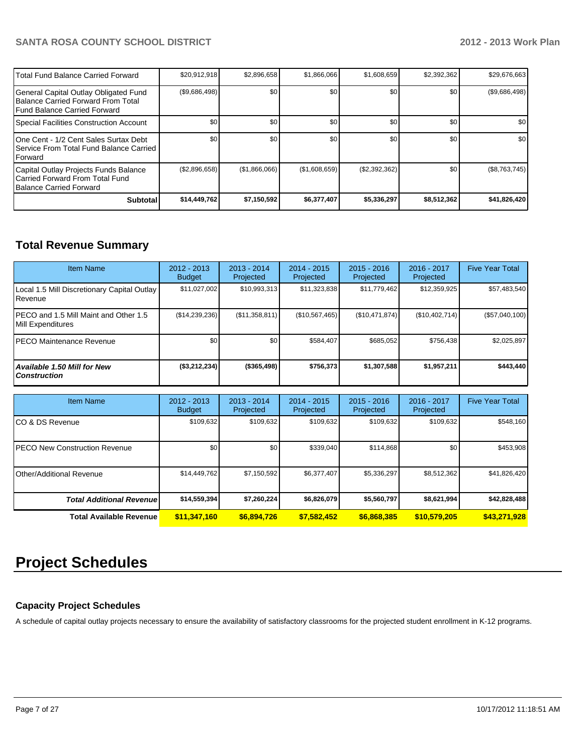| | | | | | | |
|---|---|---|---|---|---|---|
| Total Fund Balance Carried Forward | $20,912,918 | $2,896,658 | $1,866,066 | $1,608,659 | $2,392,362 | $29,676,663 |
| General Capital Outlay Obligated Fund Balance Carried Forward From Total Fund Balance Carried Forward | ($9,686,498) | $0 | $0 | $0 | $0 | ($9,686,498) |
| Special Facilities Construction Account | $0 | $0 | $0 | $0 | $0 | $0 |
| One Cent - 1/2 Cent Sales Surtax Debt Service From Total Fund Balance Carried Forward | $0 | $0 | $0 | $0 | $0 | $0 |
| Capital Outlay Projects Funds Balance Carried Forward From Total Fund Balance Carried Forward | ($2,896,658) | ($1,866,066) | ($1,608,659) | ($2,392,362) | $0 | ($8,763,745) |
| **Subtotal** | **$14,449,762** | **$7,150,592** | **$6,377,407** | **$5,336,297** | **$8,512,362** | **$41,826,420** |

## Total Revenue Summary

| Item Name | 2012 - 2013 Budget | 2013 - 2014 Projected | 2014 - 2015 Projected | 2015 - 2016 Projected | 2016 - 2017 Projected | Five Year Total |
|---|---|---|---|---|---|---|
| Local 1.5 Mill Discretionary Capital Outlay Revenue | $11,027,002 | $10,993,313 | $11,323,838 | $11,779,462 | $12,359,925 | $57,483,540 |
| PECO and 1.5 Mill Maint and Other 1.5 Mill Expenditures | ($14,239,236) | ($11,358,811) | ($10,567,465) | ($10,471,874) | ($10,402,714) | ($57,040,100) |
| PECO Maintenance Revenue | $0 | $0 | $584,407 | $685,052 | $756,438 | $2,025,897 |
| ***Available 1.50 Mill for New Construction*** | **($3,212,234)** | **($365,498)** | **$756,373** | **$1,307,588** | **$1,957,211** | **$443,440** |

| Item Name | 2012 - 2013 Budget | 2013 - 2014 Projected | 2014 - 2015 Projected | 2015 - 2016 Projected | 2016 - 2017 Projected | Five Year Total |
|---|---|---|---|---|---|---|
| CO & DS Revenue | $109,632 | $109,632 | $109,632 | $109,632 | $109,632 | $548,160 |
| PECO New Construction Revenue | $0 | $0 | $339,040 | $114,868 | $0 | $453,908 |
| Other/Additional Revenue | $14,449,762 | $7,150,592 | $6,377,407 | $5,336,297 | $8,512,362 | $41,826,420 |
| ***Total Additional Revenue*** | **$14,559,394** | **$7,260,224** | **$6,826,079** | **$5,560,797** | **$8,621,994** | **$42,828,488** |
| **Total Available Revenue** | **$11,347,160** | **$6,894,726** | **$7,582,452** | **$6,868,385** | **$10,579,205** | **$43,271,928** |

# Project Schedules

### Capacity Project Schedules

A schedule of capital outlay projects necessary to ensure the availability of satisfactory classrooms for the projected student enrollment in K-12 programs.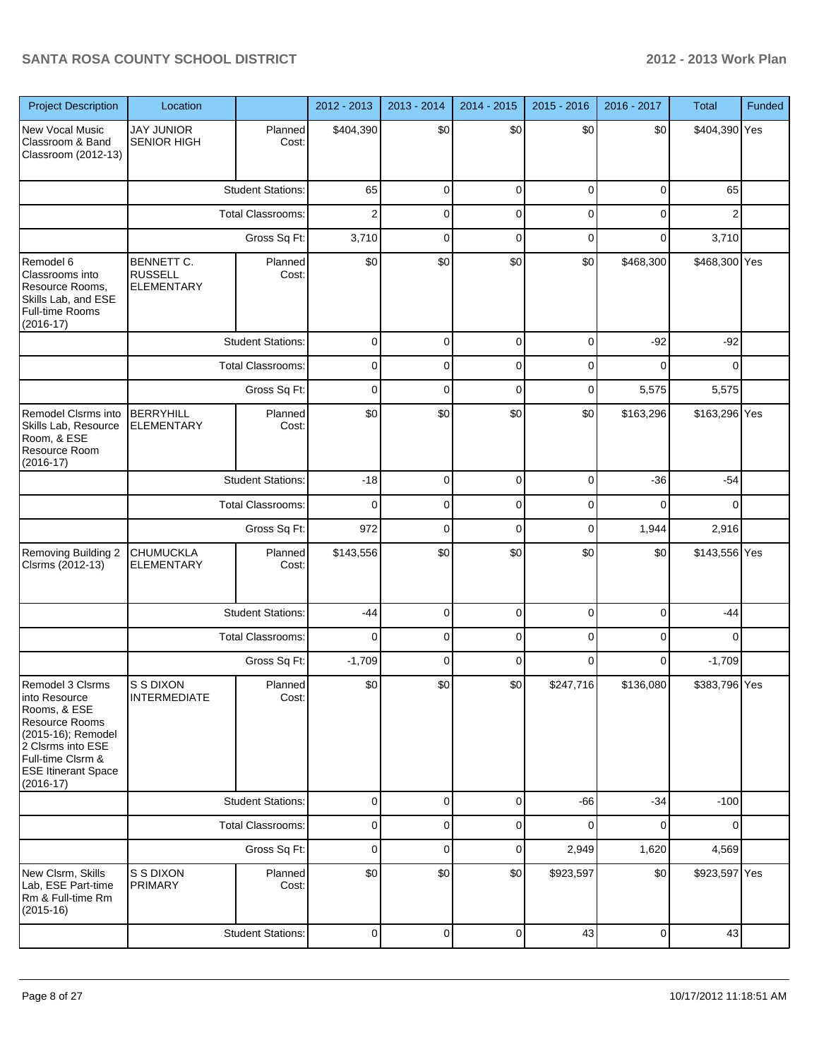| Project Description | Location | | 2012 - 2013 | 2013 - 2014 | 2014 - 2015 | 2015 - 2016 | 2016 - 2017 | Total | Funded |
|---|---|---|---|---|---|---|---|---|---|
| New Vocal Music Classroom & Band Classroom (2012-13) | JAY JUNIOR SENIOR HIGH | Planned Cost: | $404,390 | $0 | $0 | $0 | $0 | $404,390 | Yes |
| | | Student Stations: | 65 | 0 | 0 | 0 | 0 | 65 | |
| | | Total Classrooms: | 2 | 0 | 0 | 0 | 0 | 2 | |
| | | Gross Sq Ft: | 3,710 | 0 | 0 | 0 | 0 | 3,710 | |
| Remodel 6 Classrooms into Resource Rooms, Skills Lab, and ESE Full-time Rooms (2016-17) | BENNETT C. RUSSELL ELEMENTARY | Planned Cost: | $0 | $0 | $0 | $0 | $468,300 | $468,300 | Yes |
| | | Student Stations: | 0 | 0 | 0 | 0 | -92 | -92 | |
| | | Total Classrooms: | 0 | 0 | 0 | 0 | 0 | 0 | |
| | | Gross Sq Ft: | 0 | 0 | 0 | 0 | 5,575 | 5,575 | |
| Remodel Clsrms into Skills Lab, Resource Room, & ESE Resource Room (2016-17) | BERRYHILL ELEMENTARY | Planned Cost: | $0 | $0 | $0 | $0 | $163,296 | $163,296 | Yes |
| | | Student Stations: | -18 | 0 | 0 | 0 | -36 | -54 | |
| | | Total Classrooms: | 0 | 0 | 0 | 0 | 0 | 0 | |
| | | Gross Sq Ft: | 972 | 0 | 0 | 0 | 1,944 | 2,916 | |
| Removing Building 2 Clsrms (2012-13) | CHUMUCKLA ELEMENTARY | Planned Cost: | $143,556 | $0 | $0 | $0 | $0 | $143,556 | Yes |
| | | Student Stations: | -44 | 0 | 0 | 0 | 0 | -44 | |
| | | Total Classrooms: | 0 | 0 | 0 | 0 | 0 | 0 | |
| | | Gross Sq Ft: | -1,709 | 0 | 0 | 0 | 0 | -1,709 | |
| Remodel 3 Clsrms into Resource Rooms, & ESE Resource Rooms (2015-16); Remodel 2 Clsrms into ESE Full-time Clsrm & ESE Itinerant Space (2016-17) | S S DIXON INTERMEDIATE | Planned Cost: | $0 | $0 | $0 | $247,716 | $136,080 | $383,796 | Yes |
| | | Student Stations: | 0 | 0 | 0 | -66 | -34 | -100 | |
| | | Total Classrooms: | 0 | 0 | 0 | 0 | 0 | 0 | |
| | | Gross Sq Ft: | 0 | 0 | 0 | 2,949 | 1,620 | 4,569 | |
| New Clsrm, Skills Lab, ESE Part-time Rm & Full-time Rm (2015-16) | S S DIXON PRIMARY | Planned Cost: | $0 | $0 | $0 | $923,597 | $0 | $923,597 | Yes |
| | | Student Stations: | 0 | 0 | 0 | 43 | 0 | 43 | |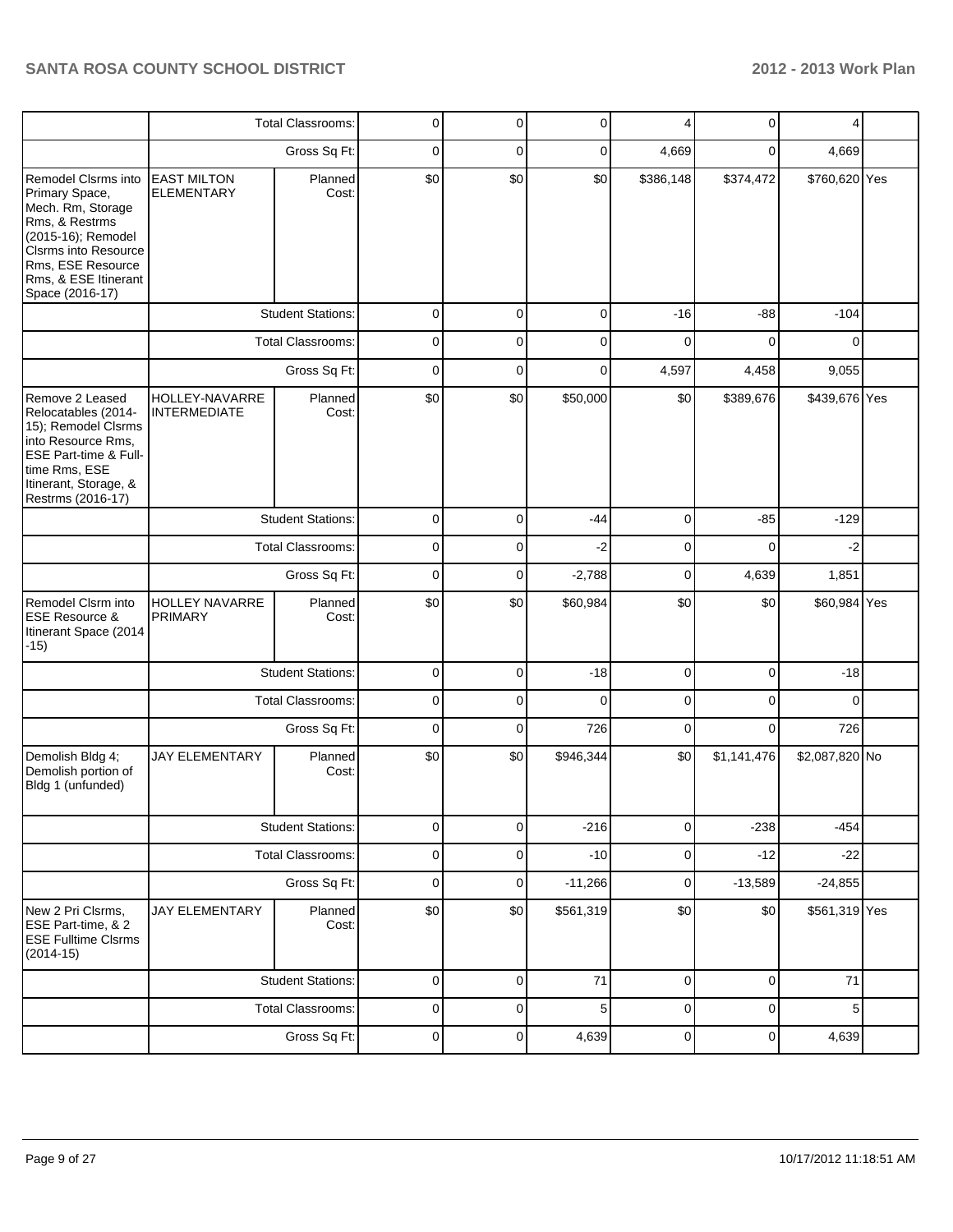| | | | | | | | | | |
|---|---|---|---|---|---|---|---|---|---|
| | Total Classrooms: | | 0 | 0 | 0 | 4 | 0 | 4 | |
| | Gross Sq Ft: | | 0 | 0 | 0 | 4,669 | 0 | 4,669 | |
| Remodel Clsrms into Primary Space, Mech. Rm, Storage Rms, & Restrms (2015-16); Remodel Clsrms into Resource Rms, ESE Resource Rms, & ESE Itinerant Space (2016-17) | EAST MILTON ELEMENTARY | Planned Cost: | $0 | $0 | $0 | $386,148 | $374,472 | $760,620 | Yes |
| | Student Stations: | | 0 | 0 | 0 | -16 | -88 | -104 | |
| | Total Classrooms: | | 0 | 0 | 0 | 0 | 0 | 0 | |
| | Gross Sq Ft: | | 0 | 0 | 0 | 4,597 | 4,458 | 9,055 | |
| Remove 2 Leased Relocatables (2014-15); Remodel Clsrms into Resource Rms, ESE Part-time & Full-time Rms, ESE Itinerant, Storage, & Restrms (2016-17) | HOLLEY-NAVARRE INTERMEDIATE | Planned Cost: | $0 | $0 | $50,000 | $0 | $389,676 | $439,676 | Yes |
| | Student Stations: | | 0 | 0 | -44 | 0 | -85 | -129 | |
| | Total Classrooms: | | 0 | 0 | -2 | 0 | 0 | -2 | |
| | Gross Sq Ft: | | 0 | 0 | -2,788 | 0 | 4,639 | 1,851 | |
| Remodel Clsrm into ESE Resource & Itinerant Space (2014-15) | HOLLEY NAVARRE PRIMARY | Planned Cost: | $0 | $0 | $60,984 | $0 | $0 | $60,984 | Yes |
| | Student Stations: | | 0 | 0 | -18 | 0 | 0 | -18 | |
| | Total Classrooms: | | 0 | 0 | 0 | 0 | 0 | 0 | |
| | Gross Sq Ft: | | 0 | 0 | 726 | 0 | 0 | 726 | |
| Demolish Bldg 4; Demolish portion of Bldg 1 (unfunded) | JAY ELEMENTARY | Planned Cost: | $0 | $0 | $946,344 | $0 | $1,141,476 | $2,087,820 | No |
| | Student Stations: | | 0 | 0 | -216 | 0 | -238 | -454 | |
| | Total Classrooms: | | 0 | 0 | -10 | 0 | -12 | -22 | |
| | Gross Sq Ft: | | 0 | 0 | -11,266 | 0 | -13,589 | -24,855 | |
| New 2 Pri Clsrms, ESE Part-time, & 2 ESE Fulltime Clsrms (2014-15) | JAY ELEMENTARY | Planned Cost: | $0 | $0 | $561,319 | $0 | $0 | $561,319 | Yes |
| | Student Stations: | | 0 | 0 | 71 | 0 | 0 | 71 | |
| | Total Classrooms: | | 0 | 0 | 5 | 0 | 0 | 5 | |
| | Gross Sq Ft: | | 0 | 0 | 4,639 | 0 | 0 | 4,639 | |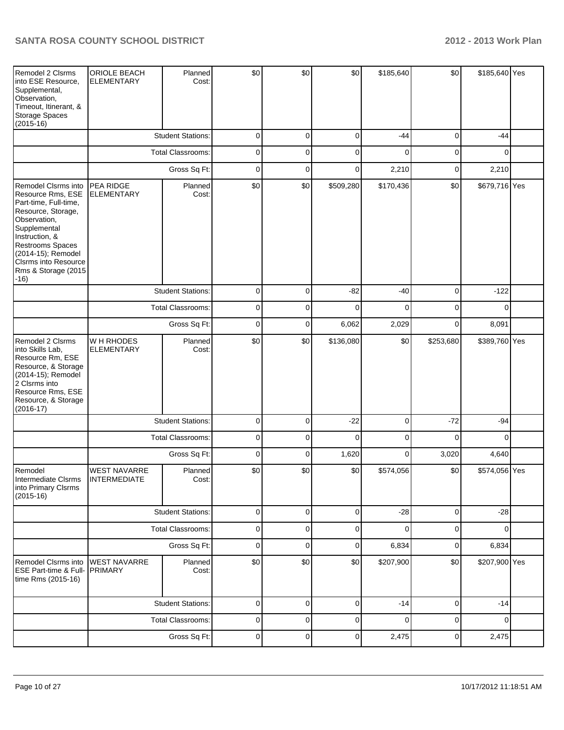| | | | | | | | | | |
|---|---|---|---|---|---|---|---|---|---|
| Remodel 2 Clsrms into ESE Resource, Supplemental, Observation, Timeout, Itinerant, & Storage Spaces (2015-16) | ORIOLE BEACH ELEMENTARY | Planned Cost: | $0 | $0 | $0 | $185,640 | $0 | $185,640 | Yes |
| | | Student Stations: | 0 | 0 | 0 | -44 | 0 | -44 | |
| | | Total Classrooms: | 0 | 0 | 0 | 0 | 0 | 0 | |
| | | Gross Sq Ft: | 0 | 0 | 0 | 2,210 | 0 | 2,210 | |
| Remodel Clsrms into Resource Rms, ESE Part-time, Full-time, Resource, Storage, Observation, Supplemental Instruction, & Restrooms Spaces (2014-15); Remodel Clsrms into Resource Rms & Storage (2015-16) | PEA RIDGE ELEMENTARY | Planned Cost: | $0 | $0 | $509,280 | $170,436 | $0 | $679,716 | Yes |
| | | Student Stations: | 0 | 0 | -82 | -40 | 0 | -122 | |
| | | Total Classrooms: | 0 | 0 | 0 | 0 | 0 | 0 | |
| | | Gross Sq Ft: | 0 | 0 | 6,062 | 2,029 | 0 | 8,091 | |
| Remodel 2 Clsrms into Skills Lab, Resource Rm, ESE Resource, & Storage (2014-15); Remodel 2 Clsrms into Resource Rms, ESE Resource, & Storage (2016-17) | W H RHODES ELEMENTARY | Planned Cost: | $0 | $0 | $136,080 | $0 | $253,680 | $389,760 | Yes |
| | | Student Stations: | 0 | 0 | -22 | 0 | -72 | -94 | |
| | | Total Classrooms: | 0 | 0 | 0 | 0 | 0 | 0 | |
| | | Gross Sq Ft: | 0 | 0 | 1,620 | 0 | 3,020 | 4,640 | |
| Remodel Intermediate Clsrms into Primary Clsrms (2015-16) | WEST NAVARRE INTERMEDIATE | Planned Cost: | $0 | $0 | $0 | $574,056 | $0 | $574,056 | Yes |
| | | Student Stations: | 0 | 0 | 0 | -28 | 0 | -28 | |
| | | Total Classrooms: | 0 | 0 | 0 | 0 | 0 | 0 | |
| | | Gross Sq Ft: | 0 | 0 | 0 | 6,834 | 0 | 6,834 | |
| Remodel Clsrms into ESE Part-time & Full-time Rms (2015-16) | WEST NAVARRE PRIMARY | Planned Cost: | $0 | $0 | $0 | $207,900 | $0 | $207,900 | Yes |
| | | Student Stations: | 0 | 0 | 0 | -14 | 0 | -14 | |
| | | Total Classrooms: | 0 | 0 | 0 | 0 | 0 | 0 | |
| | | Gross Sq Ft: | 0 | 0 | 0 | 2,475 | 0 | 2,475 | |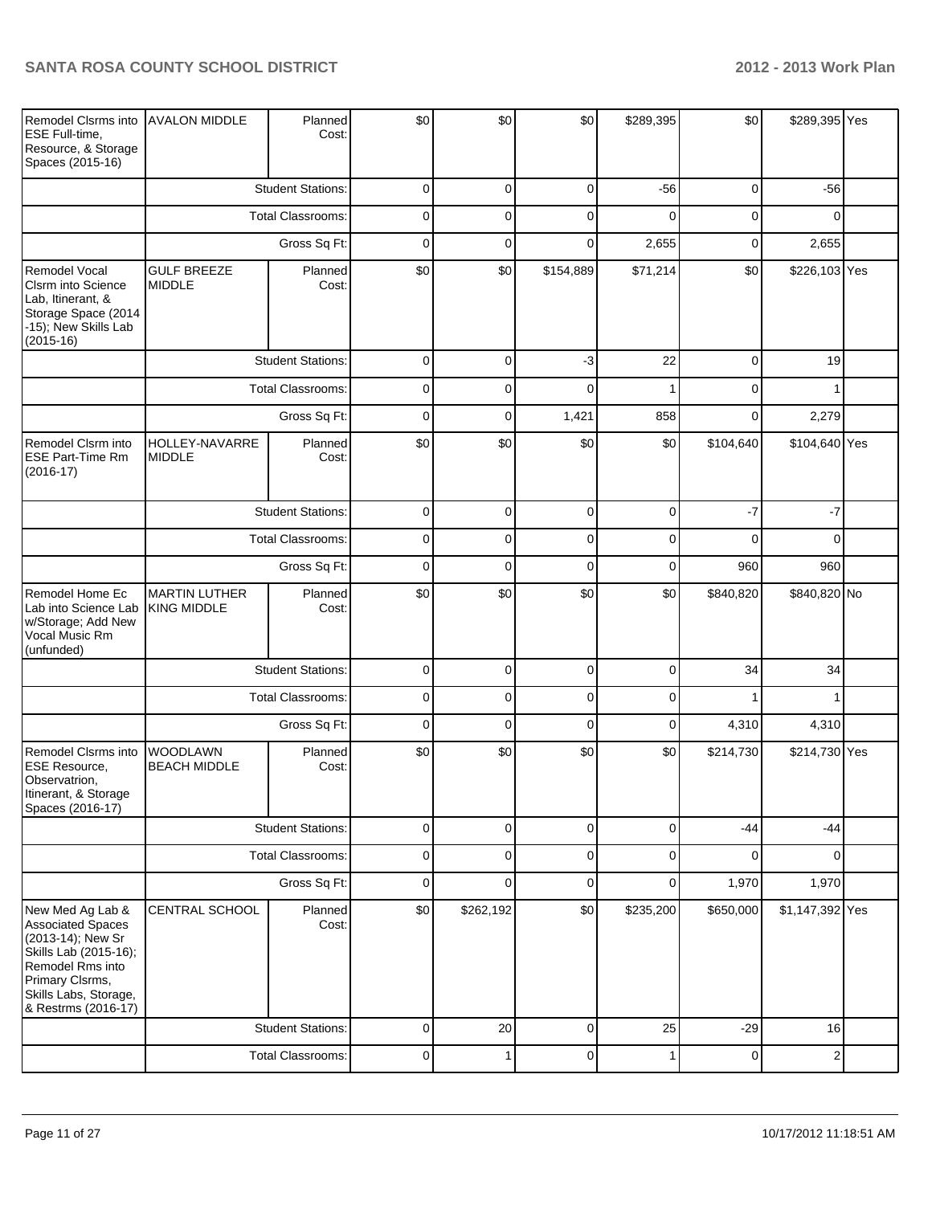| Remodel Clsrms into ESE Full-time, Resource, & Storage Spaces (2015-16) | AVALON MIDDLE | Planned Cost: | $0 | $0 | $0 | $289,395 | $0 | $289,395 | Yes |
|---|---|---|---|---|---|---|---|---|---|
| | | Student Stations: | 0 | 0 | 0 | -56 | 0 | -56 | |
| | | Total Classrooms: | 0 | 0 | 0 | 0 | 0 | 0 | |
| | | Gross Sq Ft: | 0 | 0 | 0 | 2,655 | 0 | 2,655 | |
| Remodel Vocal Clsrm into Science Lab, Itinerant, & Storage Space (2014-15); New Skills Lab (2015-16) | GULF BREEZE MIDDLE | Planned Cost: | $0 | $0 | $154,889 | $71,214 | $0 | $226,103 | Yes |
| | | Student Stations: | 0 | 0 | -3 | 22 | 0 | 19 | |
| | | Total Classrooms: | 0 | 0 | 0 | 1 | 0 | 1 | |
| | | Gross Sq Ft: | 0 | 0 | 1,421 | 858 | 0 | 2,279 | |
| Remodel Clsrm into ESE Part-Time Rm (2016-17) | HOLLEY-NAVARRE MIDDLE | Planned Cost: | $0 | $0 | $0 | $0 | $104,640 | $104,640 | Yes |
| | | Student Stations: | 0 | 0 | 0 | 0 | -7 | -7 | |
| | | Total Classrooms: | 0 | 0 | 0 | 0 | 0 | 0 | |
| | | Gross Sq Ft: | 0 | 0 | 0 | 0 | 960 | 960 | |
| Remodel Home Ec Lab into Science Lab w/Storage; Add New Vocal Music Rm (unfunded) | MARTIN LUTHER KING MIDDLE | Planned Cost: | $0 | $0 | $0 | $0 | $840,820 | $840,820 | No |
| | | Student Stations: | 0 | 0 | 0 | 0 | 34 | 34 | |
| | | Total Classrooms: | 0 | 0 | 0 | 0 | 1 | 1 | |
| | | Gross Sq Ft: | 0 | 0 | 0 | 0 | 4,310 | 4,310 | |
| Remodel Clsrms into ESE Resource, Observatrion, Itinerant, & Storage Spaces (2016-17) | WOODLAWN BEACH MIDDLE | Planned Cost: | $0 | $0 | $0 | $0 | $214,730 | $214,730 | Yes |
| | | Student Stations: | 0 | 0 | 0 | 0 | -44 | -44 | |
| | | Total Classrooms: | 0 | 0 | 0 | 0 | 0 | 0 | |
| | | Gross Sq Ft: | 0 | 0 | 0 | 0 | 1,970 | 1,970 | |
| New Med Ag Lab & Associated Spaces (2013-14); New Sr Skills Lab (2015-16); Remodel Rms into Primary Clsrms, Skills Labs, Storage, & Restrms (2016-17) | CENTRAL SCHOOL | Planned Cost: | $0 | $262,192 | $0 | $235,200 | $650,000 | $1,147,392 | Yes |
| | | Student Stations: | 0 | 20 | 0 | 25 | -29 | 16 | |
| | | Total Classrooms: | 0 | 1 | 0 | 1 | 0 | 2 | |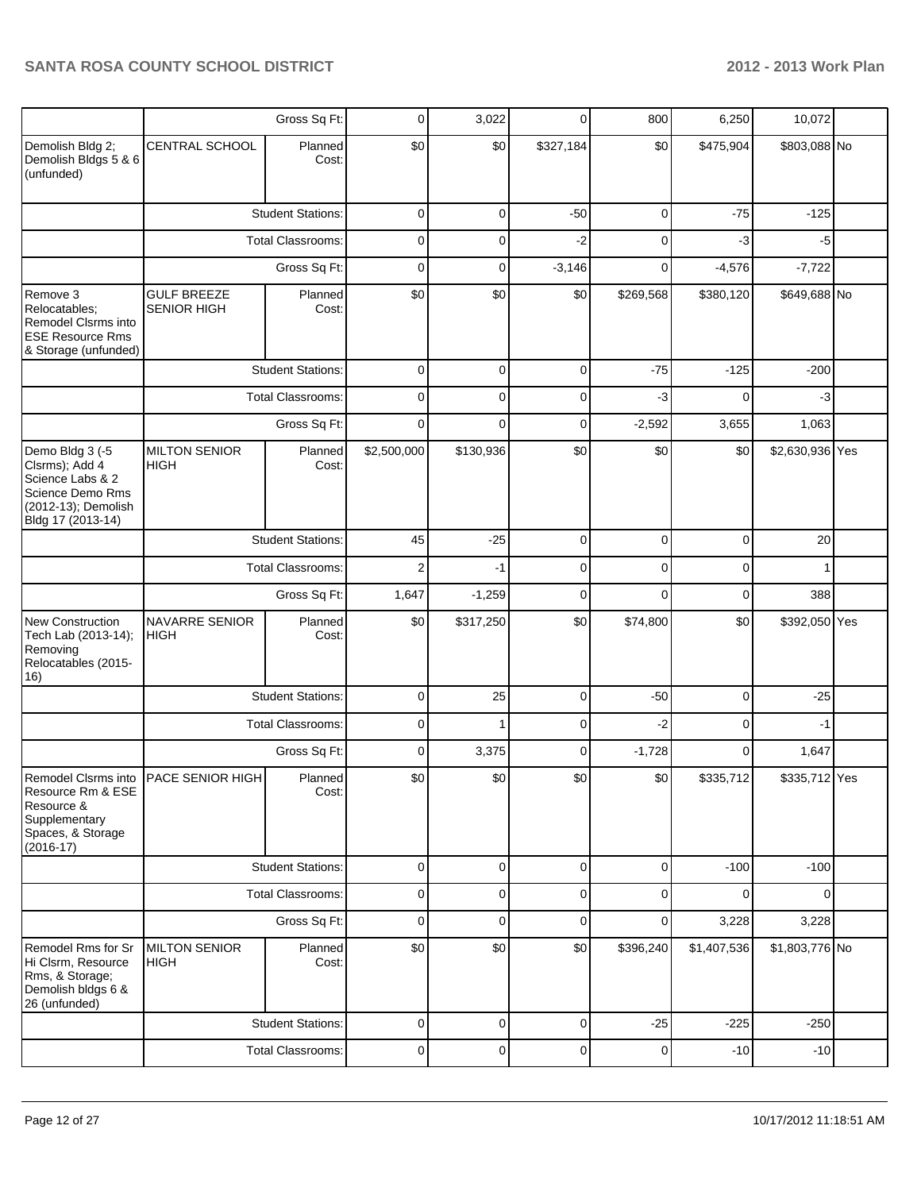| | | | | | | | | | |
|---|---|---|---|---|---|---|---|---|---|
| | Gross Sq Ft: | | 0 | 3,022 | 0 | 800 | 6,250 | 10,072 | |
| Demolish Bldg 2; Demolish Bldgs 5 & 6 (unfunded) | CENTRAL SCHOOL | Planned Cost: | $0 | $0 | $327,184 | $0 | $475,904 | $803,088 | No |
| | Student Stations: | | 0 | 0 | -50 | 0 | -75 | -125 | |
| | Total Classrooms: | | 0 | 0 | -2 | 0 | -3 | -5 | |
| | Gross Sq Ft: | | 0 | 0 | -3,146 | 0 | -4,576 | -7,722 | |
| Remove 3 Relocatables; Remodel Clsrms into ESE Resource Rms & Storage (unfunded) | GULF BREEZE SENIOR HIGH | Planned Cost: | $0 | $0 | $0 | $269,568 | $380,120 | $649,688 | No |
| | Student Stations: | | 0 | 0 | 0 | -75 | -125 | -200 | |
| | Total Classrooms: | | 0 | 0 | 0 | -3 | 0 | -3 | |
| | Gross Sq Ft: | | 0 | 0 | 0 | -2,592 | 3,655 | 1,063 | |
| Demo Bldg 3 (-5 Clsrms); Add 4 Science Labs & 2 Science Demo Rms (2012-13); Demolish Bldg 17 (2013-14) | MILTON SENIOR HIGH | Planned Cost: | $2,500,000 | $130,936 | $0 | $0 | $0 | $2,630,936 | Yes |
| | Student Stations: | | 45 | -25 | 0 | 0 | 0 | 20 | |
| | Total Classrooms: | | 2 | -1 | 0 | 0 | 0 | 1 | |
| | Gross Sq Ft: | | 1,647 | -1,259 | 0 | 0 | 0 | 388 | |
| New Construction Tech Lab (2013-14); Removing Relocatables (2015-16) | NAVARRE SENIOR HIGH | Planned Cost: | $0 | $317,250 | $0 | $74,800 | $0 | $392,050 | Yes |
| | Student Stations: | | 0 | 25 | 0 | -50 | 0 | -25 | |
| | Total Classrooms: | | 0 | 1 | 0 | -2 | 0 | -1 | |
| | Gross Sq Ft: | | 0 | 3,375 | 0 | -1,728 | 0 | 1,647 | |
| Remodel Clsrms into Resource Rm & ESE Resource & Supplementary Spaces, & Storage (2016-17) | PACE SENIOR HIGH | Planned Cost: | $0 | $0 | $0 | $0 | $335,712 | $335,712 | Yes |
| | Student Stations: | | 0 | 0 | 0 | 0 | -100 | -100 | |
| | Total Classrooms: | | 0 | 0 | 0 | 0 | 0 | 0 | |
| | Gross Sq Ft: | | 0 | 0 | 0 | 0 | 3,228 | 3,228 | |
| Remodel Rms for Sr Hi Clsrm, Resource Rms, & Storage; Demolish bldgs 6 & 26 (unfunded) | MILTON SENIOR HIGH | Planned Cost: | $0 | $0 | $0 | $396,240 | $1,407,536 | $1,803,776 | No |
| | Student Stations: | | 0 | 0 | 0 | -25 | -225 | -250 | |
| | Total Classrooms: | | 0 | 0 | 0 | 0 | -10 | -10 | |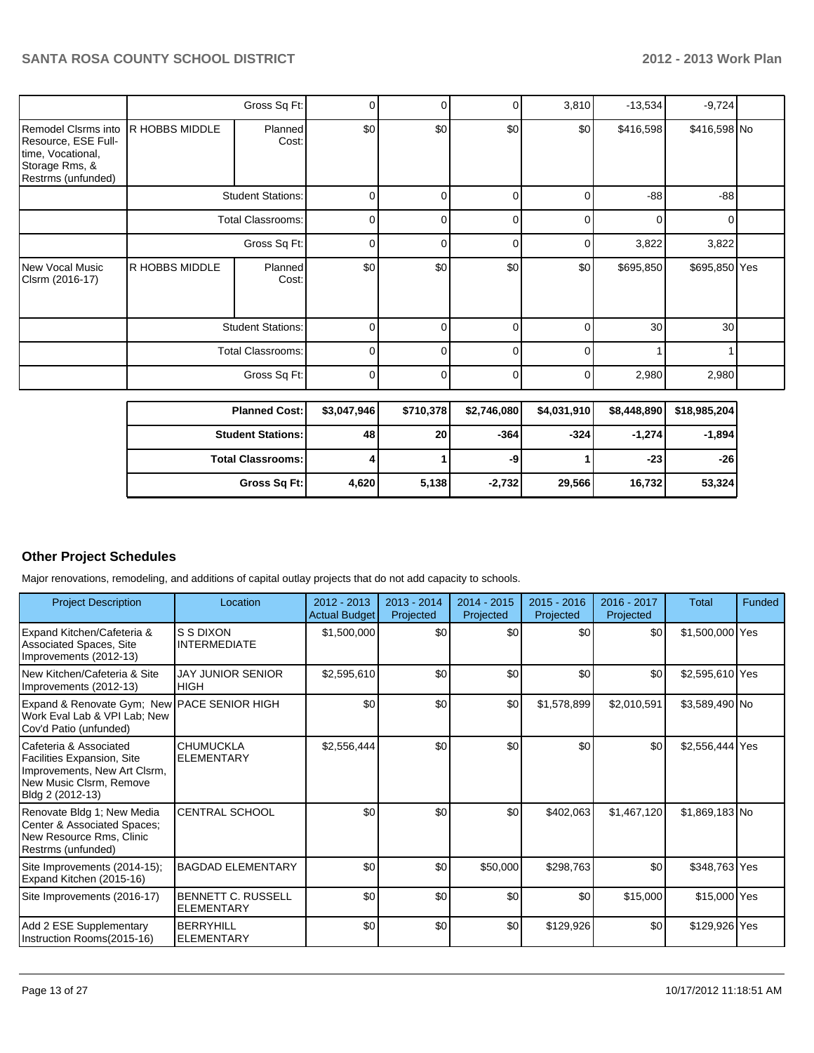| | | | | | | | | | |
|---|---|---|---|---|---|---|---|---|---|
| | | Gross Sq Ft: | 0 | 0 | 0 | 3,810 | -13,534 | -9,724 | |
| Remodel Clsrms into Resource, ESE Full-time, Vocational, Storage Rms, & Restrms (unfunded) | R HOBBS MIDDLE | Planned Cost: | $0 | $0 | $0 | $0 | $416,598 | $416,598 | No |
| | | Student Stations: | 0 | 0 | 0 | 0 | -88 | -88 | |
| | | Total Classrooms: | 0 | 0 | 0 | 0 | 0 | 0 | |
| | | Gross Sq Ft: | 0 | 0 | 0 | 0 | 3,822 | 3,822 | |
| New Vocal Music Clsrm (2016-17) | R HOBBS MIDDLE | Planned Cost: | $0 | $0 | $0 | $0 | $695,850 | $695,850 | Yes |
| | | Student Stations: | 0 | 0 | 0 | 0 | 30 | 30 | |
| | | Total Classrooms: | 0 | 0 | 0 | 0 | 1 | 1 | |
| | | Gross Sq Ft: | 0 | 0 | 0 | 0 | 2,980 | 2,980 | |

| | | | | | | |
|---|---|---|---|---|---|---|
| **Planned Cost:** | **$3,047,946** | **$710,378** | **$2,746,080** | **$4,031,910** | **$8,448,890** | **$18,985,204** |
| **Student Stations:** | **48** | **20** | **-364** | **-324** | **-1,274** | **-1,894** |
| **Total Classrooms:** | **4** | **1** | **-9** | **1** | **-23** | **-26** |
| **Gross Sq Ft:** | **4,620** | **5,138** | **-2,732** | **29,566** | **16,732** | **53,324** |

## Other Project Schedules

Major renovations, remodeling, and additions of capital outlay projects that do not add capacity to schools.

| Project Description | Location | 2012 - 2013 Actual Budget | 2013 - 2014 Projected | 2014 - 2015 Projected | 2015 - 2016 Projected | 2016 - 2017 Projected | Total | Funded |
|---|---|---|---|---|---|---|---|---|
| Expand Kitchen/Cafeteria & Associated Spaces, Site Improvements (2012-13) | S S DIXON INTERMEDIATE | $1,500,000 | $0 | $0 | $0 | $0 | $1,500,000 | Yes |
| New Kitchen/Cafeteria & Site Improvements (2012-13) | JAY JUNIOR SENIOR HIGH | $2,595,610 | $0 | $0 | $0 | $0 | $2,595,610 | Yes |
| Expand & Renovate Gym; New Work Eval Lab & VPI Lab; New Cov'd Patio (unfunded) | PACE SENIOR HIGH | $0 | $0 | $0 | $1,578,899 | $2,010,591 | $3,589,490 | No |
| Cafeteria & Associated Facilities Expansion, Site Improvements, New Art Clsrm, New Music Clsrm, Remove Bldg 2 (2012-13) | CHUMUCKLA ELEMENTARY | $2,556,444 | $0 | $0 | $0 | $0 | $2,556,444 | Yes |
| Renovate Bldg 1; New Media Center & Associated Spaces; New Resource Rms, Clinic Restrms (unfunded) | CENTRAL SCHOOL | $0 | $0 | $0 | $402,063 | $1,467,120 | $1,869,183 | No |
| Site Improvements (2014-15); Expand Kitchen (2015-16) | BAGDAD ELEMENTARY | $0 | $0 | $50,000 | $298,763 | $0 | $348,763 | Yes |
| Site Improvements (2016-17) | BENNETT C. RUSSELL ELEMENTARY | $0 | $0 | $0 | $0 | $15,000 | $15,000 | Yes |
| Add 2 ESE Supplementary Instruction Rooms(2015-16) | BERRYHILL ELEMENTARY | $0 | $0 | $0 | $129,926 | $0 | $129,926 | Yes |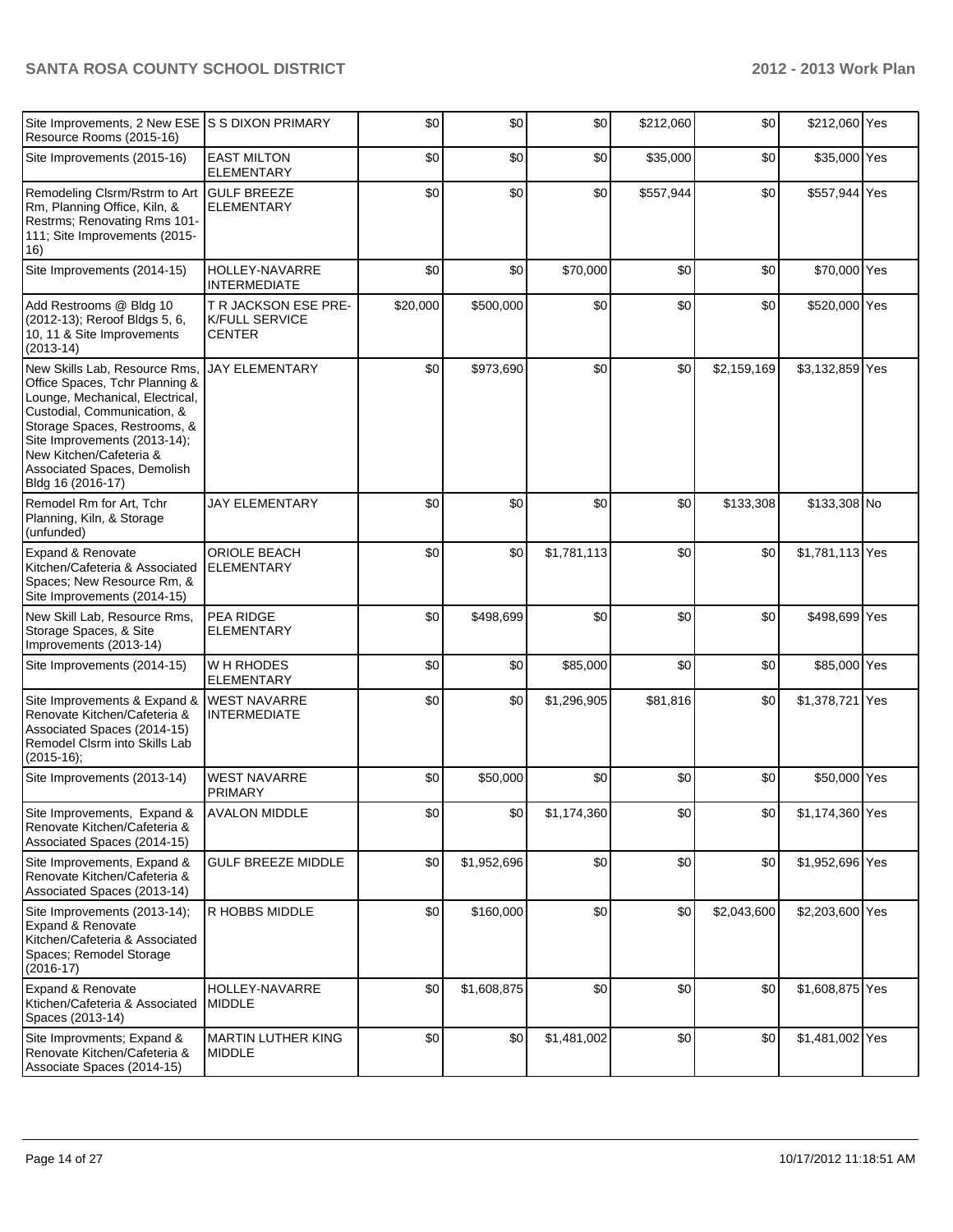| Site Improvements, 2 New ESE Resource Rooms (2015-16) | S S DIXON PRIMARY | $0 | $0 | $0 | $212,060 | $0 | $212,060 | Yes |
|---|---|---|---|---|---|---|---|---|
| Site Improvements (2015-16) | EAST MILTON ELEMENTARY | $0 | $0 | $0 | $35,000 | $0 | $35,000 | Yes |
| Remodeling Clsrm/Rstrm to Art Rm, Planning Office, Kiln, & Restrms; Renovating Rms 101-111; Site Improvements (2015-16) | GULF BREEZE ELEMENTARY | $0 | $0 | $0 | $557,944 | $0 | $557,944 | Yes |
| Site Improvements (2014-15) | HOLLEY-NAVARRE INTERMEDIATE | $0 | $0 | $70,000 | $0 | $0 | $70,000 | Yes |
| Add Restrooms @ Bldg 10 (2012-13); Reroof Bldgs 5, 6, 10, 11 & Site Improvements (2013-14) | T R JACKSON ESE PRE-K/FULL SERVICE CENTER | $20,000 | $500,000 | $0 | $0 | $0 | $520,000 | Yes |
| New Skills Lab, Resource Rms, Office Spaces, Tchr Planning & Lounge, Mechanical, Electrical, Custodial, Communication, & Storage Spaces, Restrooms, & Site Improvements (2013-14); New Kitchen/Cafeteria & Associated Spaces, Demolish Bldg 16 (2016-17) | JAY ELEMENTARY | $0 | $973,690 | $0 | $0 | $2,159,169 | $3,132,859 | Yes |
| Remodel Rm for Art, Tchr Planning, Kiln, & Storage (unfunded) | JAY ELEMENTARY | $0 | $0 | $0 | $0 | $133,308 | $133,308 | No |
| Expand & Renovate Kitchen/Cafeteria & Associated Spaces; New Resource Rm, & Site Improvements (2014-15) | ORIOLE BEACH ELEMENTARY | $0 | $0 | $1,781,113 | $0 | $0 | $1,781,113 | Yes |
| New Skill Lab, Resource Rms, Storage Spaces, & Site Improvements (2013-14) | PEA RIDGE ELEMENTARY | $0 | $498,699 | $0 | $0 | $0 | $498,699 | Yes |
| Site Improvements (2014-15) | W H RHODES ELEMENTARY | $0 | $0 | $85,000 | $0 | $0 | $85,000 | Yes |
| Site Improvements & Expand & Renovate Kitchen/Cafeteria & Associated Spaces (2014-15) Remodel Clsrm into Skills Lab (2015-16); | WEST NAVARRE INTERMEDIATE | $0 | $0 | $1,296,905 | $81,816 | $0 | $1,378,721 | Yes |
| Site Improvements (2013-14) | WEST NAVARRE PRIMARY | $0 | $50,000 | $0 | $0 | $0 | $50,000 | Yes |
| Site Improvements, Expand & Renovate Kitchen/Cafeteria & Associated Spaces (2014-15) | AVALON MIDDLE | $0 | $0 | $1,174,360 | $0 | $0 | $1,174,360 | Yes |
| Site Improvements, Expand & Renovate Kitchen/Cafeteria & Associated Spaces (2013-14) | GULF BREEZE MIDDLE | $0 | $1,952,696 | $0 | $0 | $0 | $1,952,696 | Yes |
| Site Improvements (2013-14); Expand & Renovate Kitchen/Cafeteria & Associated Spaces; Remodel Storage (2016-17) | R HOBBS MIDDLE | $0 | $160,000 | $0 | $0 | $2,043,600 | $2,203,600 | Yes |
| Expand & Renovate Ktichen/Cafeteria & Associated Spaces (2013-14) | HOLLEY-NAVARRE MIDDLE | $0 | $1,608,875 | $0 | $0 | $0 | $1,608,875 | Yes |
| Site Improvments; Expand & Renovate Kitchen/Cafeteria & Associate Spaces (2014-15) | MARTIN LUTHER KING MIDDLE | $0 | $0 | $1,481,002 | $0 | $0 | $1,481,002 | Yes |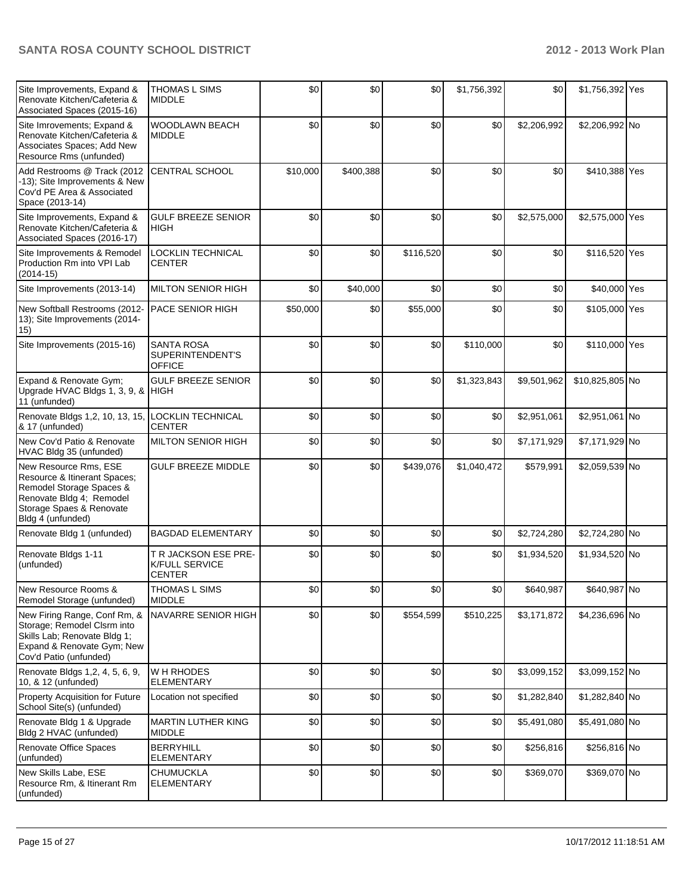| | | | | | | | | |
|---|---|---|---|---|---|---|---|---|
| Site Improvements, Expand & Renovate Kitchen/Cafeteria & Associated Spaces (2015-16) | THOMAS L SIMS MIDDLE | $0 | $0 | $0 | $1,756,392 | $0 | $1,756,392 | Yes |
| Site Imrovements; Expand & Renovate Kitchen/Cafeteria & Associates Spaces; Add New Resource Rms (unfunded) | WOODLAWN BEACH MIDDLE | $0 | $0 | $0 | $0 | $2,206,992 | $2,206,992 | No |
| Add Restrooms @ Track (2012 -13); Site Improvements & New Cov'd PE Area & Associated Space (2013-14) | CENTRAL SCHOOL | $10,000 | $400,388 | $0 | $0 | $0 | $410,388 | Yes |
| Site Improvements, Expand & Renovate Kitchen/Cafeteria & Associated Spaces (2016-17) | GULF BREEZE SENIOR HIGH | $0 | $0 | $0 | $0 | $2,575,000 | $2,575,000 | Yes |
| Site Improvements & Remodel Production Rm into VPI Lab (2014-15) | LOCKLIN TECHNICAL CENTER | $0 | $0 | $116,520 | $0 | $0 | $116,520 | Yes |
| Site Improvements (2013-14) | MILTON SENIOR HIGH | $0 | $40,000 | $0 | $0 | $0 | $40,000 | Yes |
| New Softball Restrooms (2012-13); Site Improvements (2014-15) | PACE SENIOR HIGH | $50,000 | $0 | $55,000 | $0 | $0 | $105,000 | Yes |
| Site Improvements (2015-16) | SANTA ROSA SUPERINTENDENT'S OFFICE | $0 | $0 | $0 | $110,000 | $0 | $110,000 | Yes |
| Expand & Renovate Gym; Upgrade HVAC Bldgs 1, 3, 9, & 11 (unfunded) | GULF BREEZE SENIOR HIGH | $0 | $0 | $0 | $1,323,843 | $9,501,962 | $10,825,805 | No |
| Renovate Bldgs 1,2, 10, 13, 15, & 17 (unfunded) | LOCKLIN TECHNICAL CENTER | $0 | $0 | $0 | $0 | $2,951,061 | $2,951,061 | No |
| New Cov'd Patio & Renovate HVAC Bldg 35 (unfunded) | MILTON SENIOR HIGH | $0 | $0 | $0 | $0 | $7,171,929 | $7,171,929 | No |
| New Resource Rms, ESE Resource & Itinerant Spaces; Remodel Storage Spaces & Renovate Bldg 4; Remodel Storage Spaes & Renovate Bldg 4 (unfunded) | GULF BREEZE MIDDLE | $0 | $0 | $439,076 | $1,040,472 | $579,991 | $2,059,539 | No |
| Renovate Bldg 1 (unfunded) | BAGDAD ELEMENTARY | $0 | $0 | $0 | $0 | $2,724,280 | $2,724,280 | No |
| Renovate Bldgs 1-11 (unfunded) | T R JACKSON ESE PRE-K/FULL SERVICE CENTER | $0 | $0 | $0 | $0 | $1,934,520 | $1,934,520 | No |
| New Resource Rooms & Remodel Storage (unfunded) | THOMAS L SIMS MIDDLE | $0 | $0 | $0 | $0 | $640,987 | $640,987 | No |
| New Firing Range, Conf Rm, & Storage; Remodel Clsrm into Skills Lab; Renovate Bldg 1; Expand & Renovate Gym; New Cov'd Patio (unfunded) | NAVARRE SENIOR HIGH | $0 | $0 | $554,599 | $510,225 | $3,171,872 | $4,236,696 | No |
| Renovate Bldgs 1,2, 4, 5, 6, 9, 10, & 12 (unfunded) | W H RHODES ELEMENTARY | $0 | $0 | $0 | $0 | $3,099,152 | $3,099,152 | No |
| Property Acquisition for Future School Site(s) (unfunded) | Location not specified | $0 | $0 | $0 | $0 | $1,282,840 | $1,282,840 | No |
| Renovate Bldg 1 & Upgrade Bldg 2 HVAC (unfunded) | MARTIN LUTHER KING MIDDLE | $0 | $0 | $0 | $0 | $5,491,080 | $5,491,080 | No |
| Renovate Office Spaces (unfunded) | BERRYHILL ELEMENTARY | $0 | $0 | $0 | $0 | $256,816 | $256,816 | No |
| New Skills Labe, ESE Resource Rm, & Itinerant Rm (unfunded) | CHUMUCKLA ELEMENTARY | $0 | $0 | $0 | $0 | $369,070 | $369,070 | No |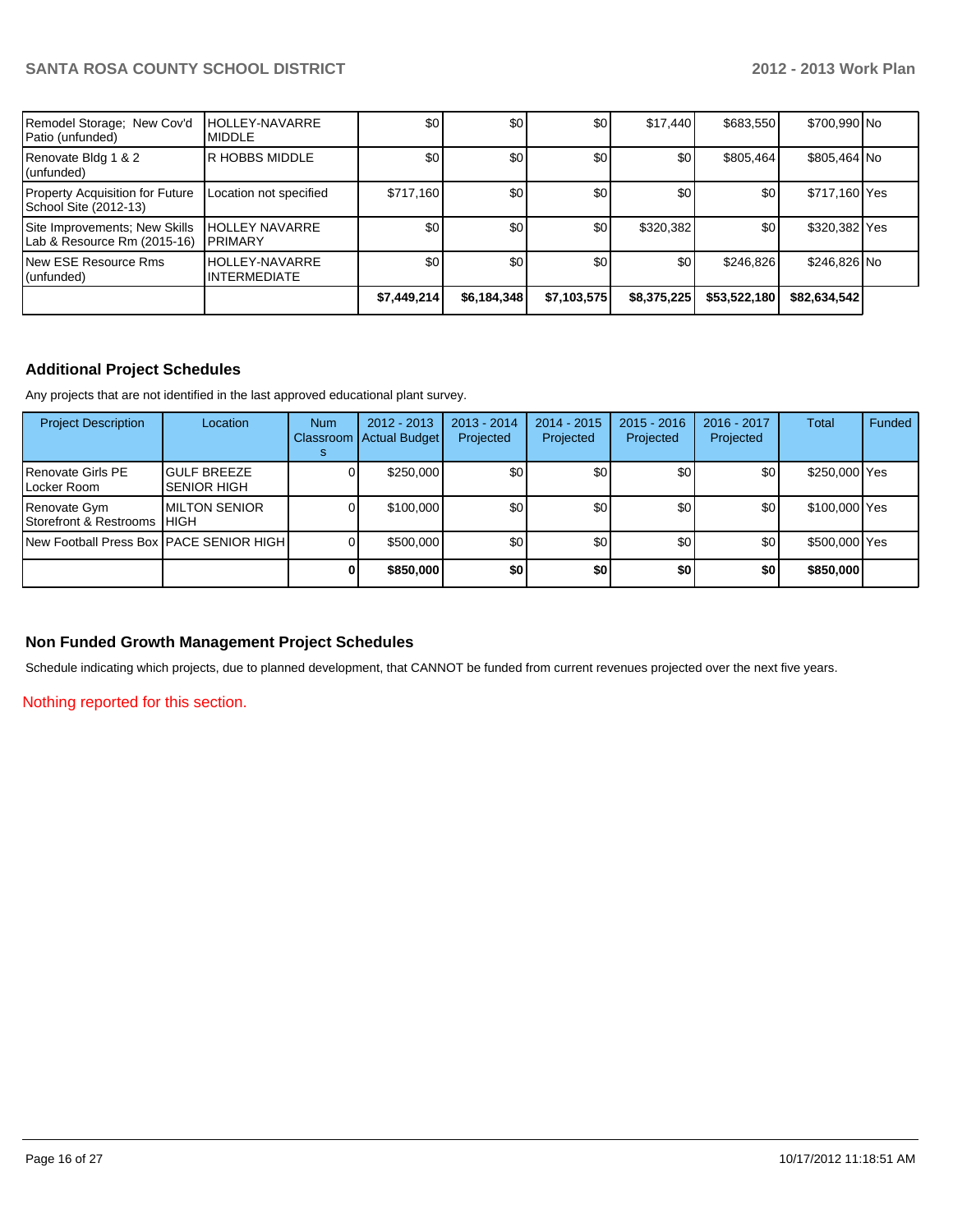| | | | | | | | | |
|---|---|---|---|---|---|---|---|---|
| Remodel Storage; New Cov'd Patio (unfunded) | HOLLEY-NAVARRE MIDDLE | $0 | $0 | $0 | $17,440 | $683,550 | $700,990 | No |
| Renovate Bldg 1 & 2 (unfunded) | R HOBBS MIDDLE | $0 | $0 | $0 | $0 | $805,464 | $805,464 | No |
| Property Acquisition for Future School Site (2012-13) | Location not specified | $717,160 | $0 | $0 | $0 | $0 | $717,160 | Yes |
| Site Improvements; New Skills Lab & Resource Rm (2015-16) | HOLLEY NAVARRE PRIMARY | $0 | $0 | $0 | $320,382 | $0 | $320,382 | Yes |
| New ESE Resource Rms (unfunded) | HOLLEY-NAVARRE INTERMEDIATE | $0 | $0 | $0 | $0 | $246,826 | $246,826 | No |
| | | **$7,449,214** | **$6,184,348** | **$7,103,575** | **$8,375,225** | **$53,522,180** | **$82,634,542** | |

## Additional Project Schedules

Any projects that are not identified in the last approved educational plant survey.

| Project Description | Location | Num Classrooms | 2012 - 2013 Actual Budget | 2013 - 2014 Projected | 2014 - 2015 Projected | 2015 - 2016 Projected | 2016 - 2017 Projected | Total | Funded |
|---|---|---|---|---|---|---|---|---|---|
| Renovate Girls PE Locker Room | GULF BREEZE SENIOR HIGH | 0 | $250,000 | $0 | $0 | $0 | $0 | $250,000 | Yes |
| Renovate Gym Storefront & Restrooms | MILTON SENIOR HIGH | 0 | $100,000 | $0 | $0 | $0 | $0 | $100,000 | Yes |
| New Football Press Box | PACE SENIOR HIGH | 0 | $500,000 | $0 | $0 | $0 | $0 | $500,000 | Yes |
| | | **0** | **$850,000** | **$0** | **$0** | **$0** | **$0** | **$850,000** | |

## Non Funded Growth Management Project Schedules

Schedule indicating which projects, due to planned development, that CANNOT be funded from current revenues projected over the next five years.

Nothing reported for this section.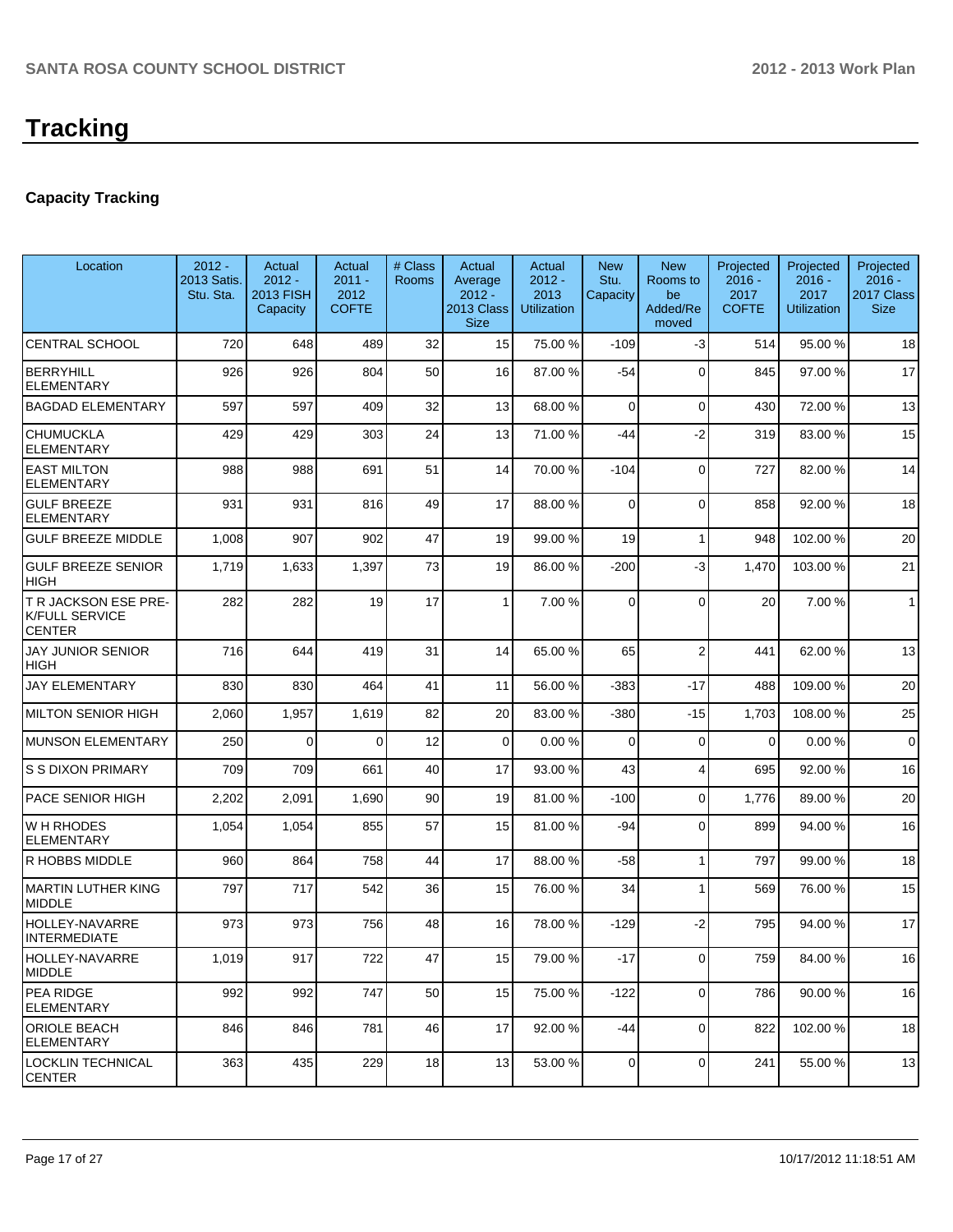# Tracking

## Capacity Tracking

| Location | 2012 - 2013 Satis. Stu. Sta. | Actual 2012 - 2013 FISH Capacity | Actual 2011 - 2012 COFTE | # Class Rooms | Actual Average 2012 - 2013 Class Size | Actual 2012 - 2013 Utilization | New Stu. Capacity | New Rooms to be Added/Removed | Projected 2016 - 2017 COFTE | Projected 2016 - 2017 Utilization | Projected 2016 - 2017 Class Size |
|---|---|---|---|---|---|---|---|---|---|---|---|
| CENTRAL SCHOOL | 720 | 648 | 489 | 32 | 15 | 75.00 % | -109 | -3 | 514 | 95.00 % | 18 |
| BERRYHILL ELEMENTARY | 926 | 926 | 804 | 50 | 16 | 87.00 % | -54 | 0 | 845 | 97.00 % | 17 |
| BAGDAD ELEMENTARY | 597 | 597 | 409 | 32 | 13 | 68.00 % | 0 | 0 | 430 | 72.00 % | 13 |
| CHUMUCKLA ELEMENTARY | 429 | 429 | 303 | 24 | 13 | 71.00 % | -44 | -2 | 319 | 83.00 % | 15 |
| EAST MILTON ELEMENTARY | 988 | 988 | 691 | 51 | 14 | 70.00 % | -104 | 0 | 727 | 82.00 % | 14 |
| GULF BREEZE ELEMENTARY | 931 | 931 | 816 | 49 | 17 | 88.00 % | 0 | 0 | 858 | 92.00 % | 18 |
| GULF BREEZE MIDDLE | 1,008 | 907 | 902 | 47 | 19 | 99.00 % | 19 | 1 | 948 | 102.00 % | 20 |
| GULF BREEZE SENIOR HIGH | 1,719 | 1,633 | 1,397 | 73 | 19 | 86.00 % | -200 | -3 | 1,470 | 103.00 % | 21 |
| T R JACKSON ESE PRE-K/FULL SERVICE CENTER | 282 | 282 | 19 | 17 | 1 | 7.00 % | 0 | 0 | 20 | 7.00 % | 1 |
| JAY JUNIOR SENIOR HIGH | 716 | 644 | 419 | 31 | 14 | 65.00 % | 65 | 2 | 441 | 62.00 % | 13 |
| JAY ELEMENTARY | 830 | 830 | 464 | 41 | 11 | 56.00 % | -383 | -17 | 488 | 109.00 % | 20 |
| MILTON SENIOR HIGH | 2,060 | 1,957 | 1,619 | 82 | 20 | 83.00 % | -380 | -15 | 1,703 | 108.00 % | 25 |
| MUNSON ELEMENTARY | 250 | 0 | 0 | 12 | 0 | 0.00 % | 0 | 0 | 0 | 0.00 % | 0 |
| S S DIXON PRIMARY | 709 | 709 | 661 | 40 | 17 | 93.00 % | 43 | 4 | 695 | 92.00 % | 16 |
| PACE SENIOR HIGH | 2,202 | 2,091 | 1,690 | 90 | 19 | 81.00 % | -100 | 0 | 1,776 | 89.00 % | 20 |
| W H RHODES ELEMENTARY | 1,054 | 1,054 | 855 | 57 | 15 | 81.00 % | -94 | 0 | 899 | 94.00 % | 16 |
| R HOBBS MIDDLE | 960 | 864 | 758 | 44 | 17 | 88.00 % | -58 | 1 | 797 | 99.00 % | 18 |
| MARTIN LUTHER KING MIDDLE | 797 | 717 | 542 | 36 | 15 | 76.00 % | 34 | 1 | 569 | 76.00 % | 15 |
| HOLLEY-NAVARRE INTERMEDIATE | 973 | 973 | 756 | 48 | 16 | 78.00 % | -129 | -2 | 795 | 94.00 % | 17 |
| HOLLEY-NAVARRE MIDDLE | 1,019 | 917 | 722 | 47 | 15 | 79.00 % | -17 | 0 | 759 | 84.00 % | 16 |
| PEA RIDGE ELEMENTARY | 992 | 992 | 747 | 50 | 15 | 75.00 % | -122 | 0 | 786 | 90.00 % | 16 |
| ORIOLE BEACH ELEMENTARY | 846 | 846 | 781 | 46 | 17 | 92.00 % | -44 | 0 | 822 | 102.00 % | 18 |
| LOCKLIN TECHNICAL CENTER | 363 | 435 | 229 | 18 | 13 | 53.00 % | 0 | 0 | 241 | 55.00 % | 13 |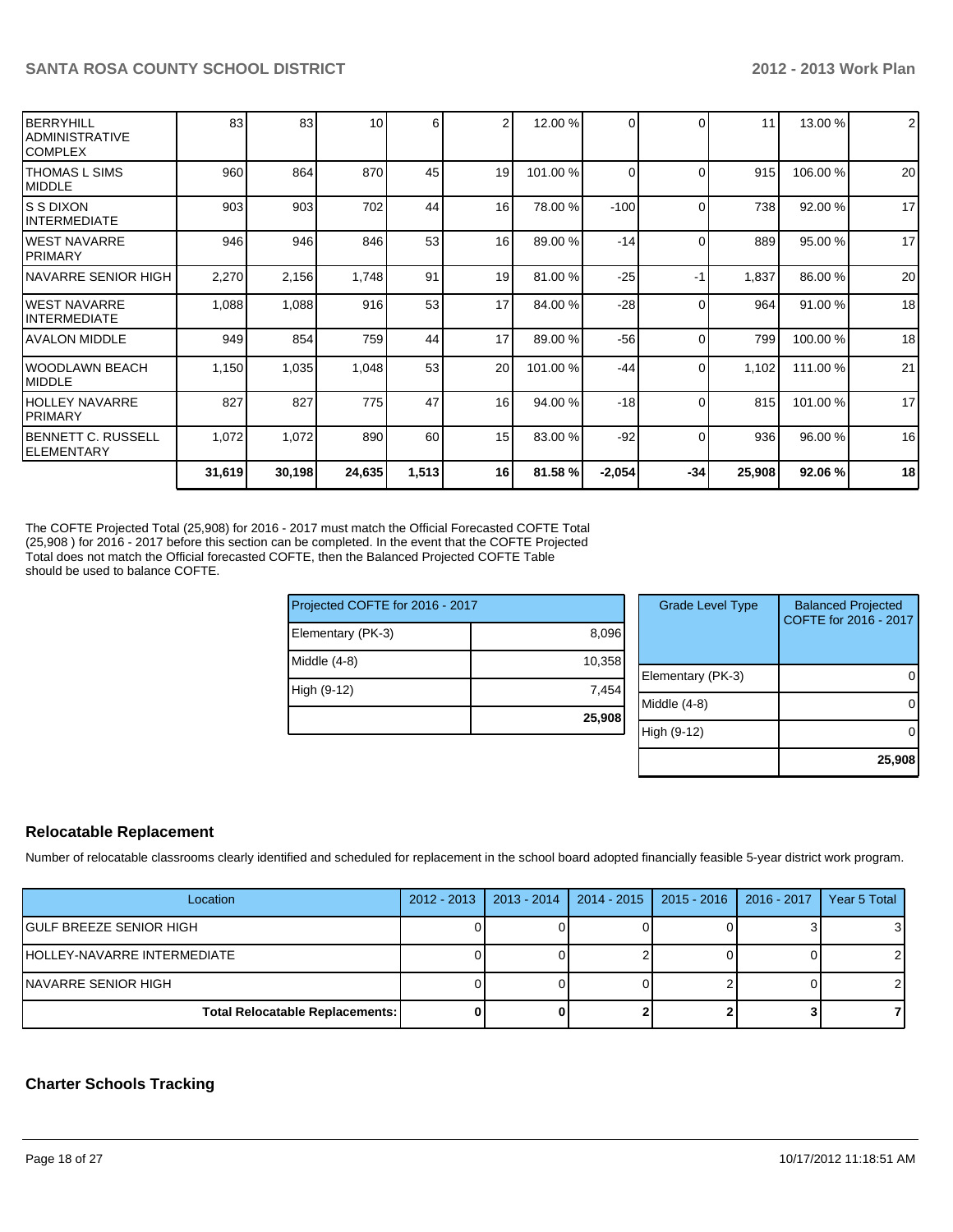| | | | | | | | | | | |
|---|---|---|---|---|---|---|---|---|---|---|
| BERRYHILL ADMINISTRATIVE COMPLEX | 83 | 83 | 10 | 6 | 2 | 12.00 % | 0 | 0 | 11 | 13.00 % | 2 |
| THOMAS L SIMS MIDDLE | 960 | 864 | 870 | 45 | 19 | 101.00 % | 0 | 0 | 915 | 106.00 % | 20 |
| S S DIXON INTERMEDIATE | 903 | 903 | 702 | 44 | 16 | 78.00 % | -100 | 0 | 738 | 92.00 % | 17 |
| WEST NAVARRE PRIMARY | 946 | 946 | 846 | 53 | 16 | 89.00 % | -14 | 0 | 889 | 95.00 % | 17 |
| NAVARRE SENIOR HIGH | 2,270 | 2,156 | 1,748 | 91 | 19 | 81.00 % | -25 | -1 | 1,837 | 86.00 % | 20 |
| WEST NAVARRE INTERMEDIATE | 1,088 | 1,088 | 916 | 53 | 17 | 84.00 % | -28 | 0 | 964 | 91.00 % | 18 |
| AVALON MIDDLE | 949 | 854 | 759 | 44 | 17 | 89.00 % | -56 | 0 | 799 | 100.00 % | 18 |
| WOODLAWN BEACH MIDDLE | 1,150 | 1,035 | 1,048 | 53 | 20 | 101.00 % | -44 | 0 | 1,102 | 111.00 % | 21 |
| HOLLEY NAVARRE PRIMARY | 827 | 827 | 775 | 47 | 16 | 94.00 % | -18 | 0 | 815 | 101.00 % | 17 |
| BENNETT C. RUSSELL ELEMENTARY | 1,072 | 1,072 | 890 | 60 | 15 | 83.00 % | -92 | 0 | 936 | 96.00 % | 16 |
| | **31,619** | **30,198** | **24,635** | **1,513** | **16** | **81.58 %** | **-2,054** | **-34** | **25,908** | **92.06 %** | **18** |

The COFTE Projected Total (25,908) for 2016 - 2017 must match the Official Forecasted COFTE Total (25,908 ) for 2016 - 2017 before this section can be completed. In the event that the COFTE Projected Total does not match the Official forecasted COFTE, then the Balanced Projected COFTE Table should be used to balance COFTE.

| Projected COFTE for 2016 - 2017 | |
|---|---|
| Elementary (PK-3) | 8,096 |
| Middle (4-8) | 10,358 |
| High (9-12) | 7,454 |
| | **25,908** |

| Grade Level Type | Balanced Projected COFTE for 2016 - 2017 |
|---|---|
| Elementary (PK-3) | 0 |
| Middle (4-8) | 0 |
| High (9-12) | 0 |
| | **25,908** |

## Relocatable Replacement

Number of relocatable classrooms clearly identified and scheduled for replacement in the school board adopted financially feasible 5-year district work program.

| Location | 2012 - 2013 | 2013 - 2014 | 2014 - 2015 | 2015 - 2016 | 2016 - 2017 | Year 5 Total |
|---|---|---|---|---|---|---|
| GULF BREEZE SENIOR HIGH | 0 | 0 | 0 | 0 | 3 | 3 |
| HOLLEY-NAVARRE INTERMEDIATE | 0 | 0 | 2 | 0 | 0 | 2 |
| NAVARRE SENIOR HIGH | 0 | 0 | 0 | 2 | 0 | 2 |
| **Total Relocatable Replacements:** | **0** | **0** | **2** | **2** | **3** | **7** |

## Charter Schools Tracking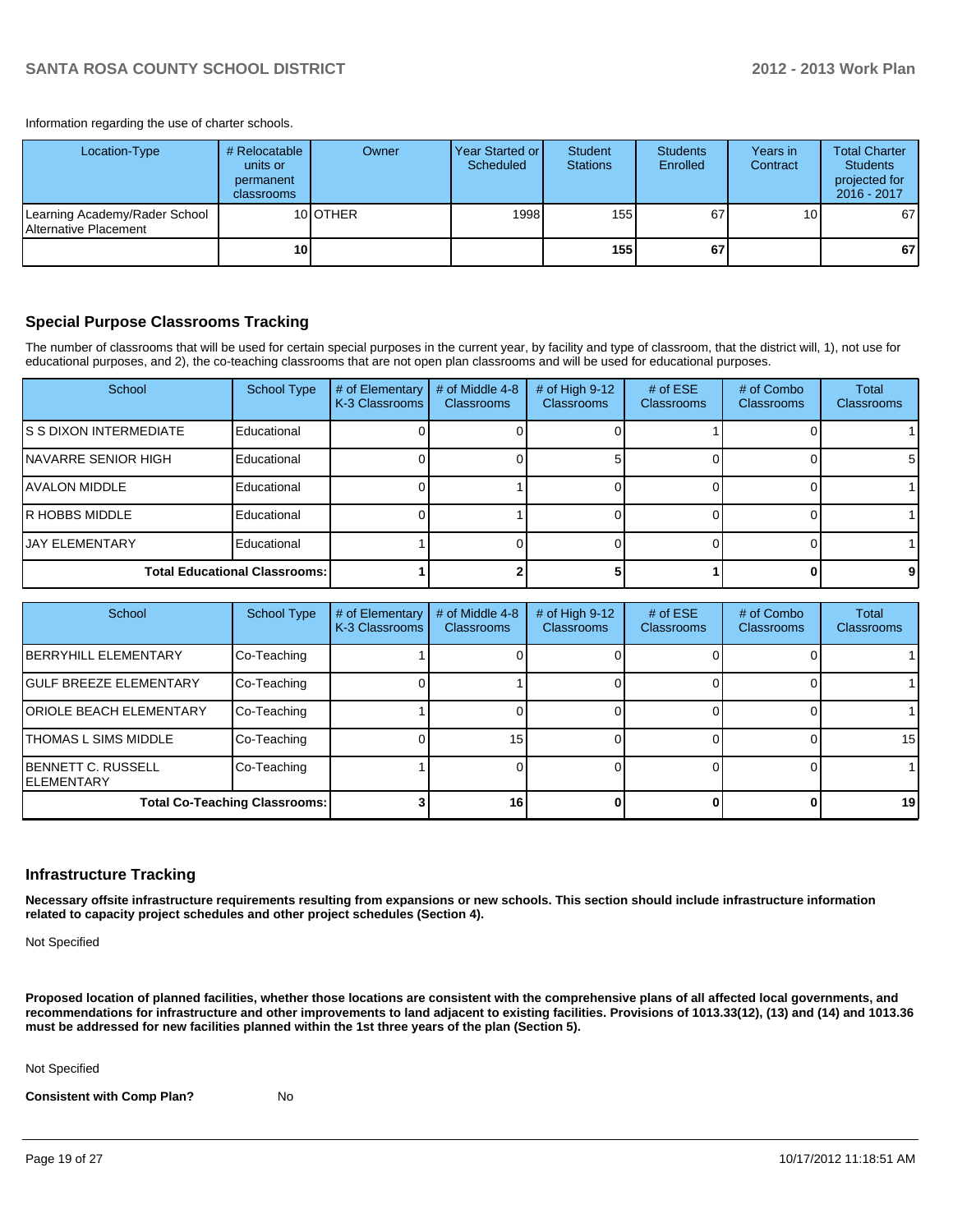Information regarding the use of charter schools.

| Location-Type | # Relocatable units or permanent classrooms | Owner | Year Started or Scheduled | Student Stations | Students Enrolled | Years in Contract | Total Charter Students projected for 2016 - 2017 |
|---|---|---|---|---|---|---|---|
| Learning Academy/Rader School Alternative Placement | 10 | OTHER | 1998 | 155 | 67 | 10 | 67 |
| | **10** | | | **155** | **67** | | **67** |

## Special Purpose Classrooms Tracking

The number of classrooms that will be used for certain special purposes in the current year, by facility and type of classroom, that the district will, 1), not use for educational purposes, and 2), the co-teaching classrooms that are not open plan classrooms and will be used for educational purposes.

| School | School Type | # of Elementary K-3 Classrooms | # of Middle 4-8 Classrooms | # of High 9-12 Classrooms | # of ESE Classrooms | # of Combo Classrooms | Total Classrooms |
|---|---|---|---|---|---|---|---|
| S S DIXON INTERMEDIATE | Educational | 0 | 0 | 0 | 1 | 0 | 1 |
| NAVARRE SENIOR HIGH | Educational | 0 | 0 | 5 | 0 | 0 | 5 |
| AVALON MIDDLE | Educational | 0 | 1 | 0 | 0 | 0 | 1 |
| R HOBBS MIDDLE | Educational | 0 | 1 | 0 | 0 | 0 | 1 |
| JAY ELEMENTARY | Educational | 1 | 0 | 0 | 0 | 0 | 1 |
| **Total Educational Classrooms:** | | **1** | **2** | **5** | **1** | **0** | **9** |

| School | School Type | # of Elementary K-3 Classrooms | # of Middle 4-8 Classrooms | # of High 9-12 Classrooms | # of ESE Classrooms | # of Combo Classrooms | Total Classrooms |
|---|---|---|---|---|---|---|---|
| BERRYHILL ELEMENTARY | Co-Teaching | 1 | 0 | 0 | 0 | 0 | 1 |
| GULF BREEZE ELEMENTARY | Co-Teaching | 0 | 1 | 0 | 0 | 0 | 1 |
| ORIOLE BEACH ELEMENTARY | Co-Teaching | 1 | 0 | 0 | 0 | 0 | 1 |
| THOMAS L SIMS MIDDLE | Co-Teaching | 0 | 15 | 0 | 0 | 0 | 15 |
| BENNETT C. RUSSELL ELEMENTARY | Co-Teaching | 1 | 0 | 0 | 0 | 0 | 1 |
| **Total Co-Teaching Classrooms:** | | **3** | **16** | **0** | **0** | **0** | **19** |

## Infrastructure Tracking

**Necessary offsite infrastructure requirements resulting from expansions or new schools. This section should include infrastructure information related to capacity project schedules and other project schedules (Section 4).**

Not Specified

**Proposed location of planned facilities, whether those locations are consistent with the comprehensive plans of all affected local governments, and recommendations for infrastructure and other improvements to land adjacent to existing facilities. Provisions of 1013.33(12), (13) and (14) and 1013.36 must be addressed for new facilities planned within the 1st three years of the plan (Section 5).**

Not Specified

**Consistent with Comp Plan?** No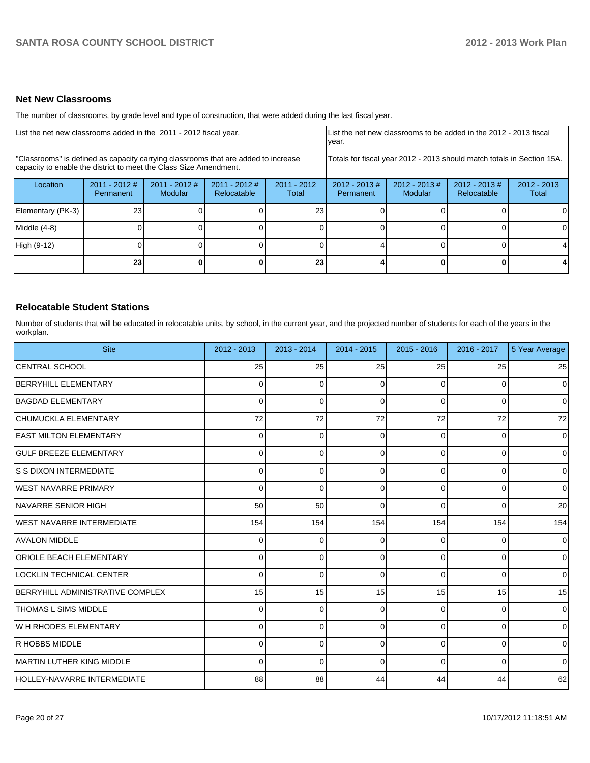## Net New Classrooms

The number of classrooms, by grade level and type of construction, that were added during the last fiscal year.

| List the net new classrooms added in the 2011 - 2012 fiscal year. | | | | | List the net new classrooms to be added in the 2012 - 2013 fiscal year. | | | |
|---|---|---|---|---|---|---|---|---|
| "Classrooms" is defined as capacity carrying classrooms that are added to increase capacity to enable the district to meet the Class Size Amendment. | | | | | Totals for fiscal year 2012 - 2013 should match totals in Section 15A. | | | |
| Location | 2011 - 2012 # Permanent | 2011 - 2012 # Modular | 2011 - 2012 # Relocatable | 2011 - 2012 Total | 2012 - 2013 # Permanent | 2012 - 2013 # Modular | 2012 - 2013 # Relocatable | 2012 - 2013 Total |
| Elementary (PK-3) | 23 | 0 | 0 | 23 | 0 | 0 | 0 | 0 |
| Middle (4-8) | 0 | 0 | 0 | 0 | 0 | 0 | 0 | 0 |
| High (9-12) | 0 | 0 | 0 | 0 | 4 | 0 | 0 | 4 |
| | **23** | **0** | **0** | **23** | **4** | **0** | **0** | **4** |

## Relocatable Student Stations

Number of students that will be educated in relocatable units, by school, in the current year, and the projected number of students for each of the years in the workplan.

| Site | 2012 - 2013 | 2013 - 2014 | 2014 - 2015 | 2015 - 2016 | 2016 - 2017 | 5 Year Average |
|---|---|---|---|---|---|---|
| CENTRAL SCHOOL | 25 | 25 | 25 | 25 | 25 | 25 |
| BERRYHILL ELEMENTARY | 0 | 0 | 0 | 0 | 0 | 0 |
| BAGDAD ELEMENTARY | 0 | 0 | 0 | 0 | 0 | 0 |
| CHUMUCKLA ELEMENTARY | 72 | 72 | 72 | 72 | 72 | 72 |
| EAST MILTON ELEMENTARY | 0 | 0 | 0 | 0 | 0 | 0 |
| GULF BREEZE ELEMENTARY | 0 | 0 | 0 | 0 | 0 | 0 |
| S S DIXON INTERMEDIATE | 0 | 0 | 0 | 0 | 0 | 0 |
| WEST NAVARRE PRIMARY | 0 | 0 | 0 | 0 | 0 | 0 |
| NAVARRE SENIOR HIGH | 50 | 50 | 0 | 0 | 0 | 20 |
| WEST NAVARRE INTERMEDIATE | 154 | 154 | 154 | 154 | 154 | 154 |
| AVALON MIDDLE | 0 | 0 | 0 | 0 | 0 | 0 |
| ORIOLE BEACH ELEMENTARY | 0 | 0 | 0 | 0 | 0 | 0 |
| LOCKLIN TECHNICAL CENTER | 0 | 0 | 0 | 0 | 0 | 0 |
| BERRYHILL ADMINISTRATIVE COMPLEX | 15 | 15 | 15 | 15 | 15 | 15 |
| THOMAS L SIMS MIDDLE | 0 | 0 | 0 | 0 | 0 | 0 |
| W H RHODES ELEMENTARY | 0 | 0 | 0 | 0 | 0 | 0 |
| R HOBBS MIDDLE | 0 | 0 | 0 | 0 | 0 | 0 |
| MARTIN LUTHER KING MIDDLE | 0 | 0 | 0 | 0 | 0 | 0 |
| HOLLEY-NAVARRE INTERMEDIATE | 88 | 88 | 44 | 44 | 44 | 62 |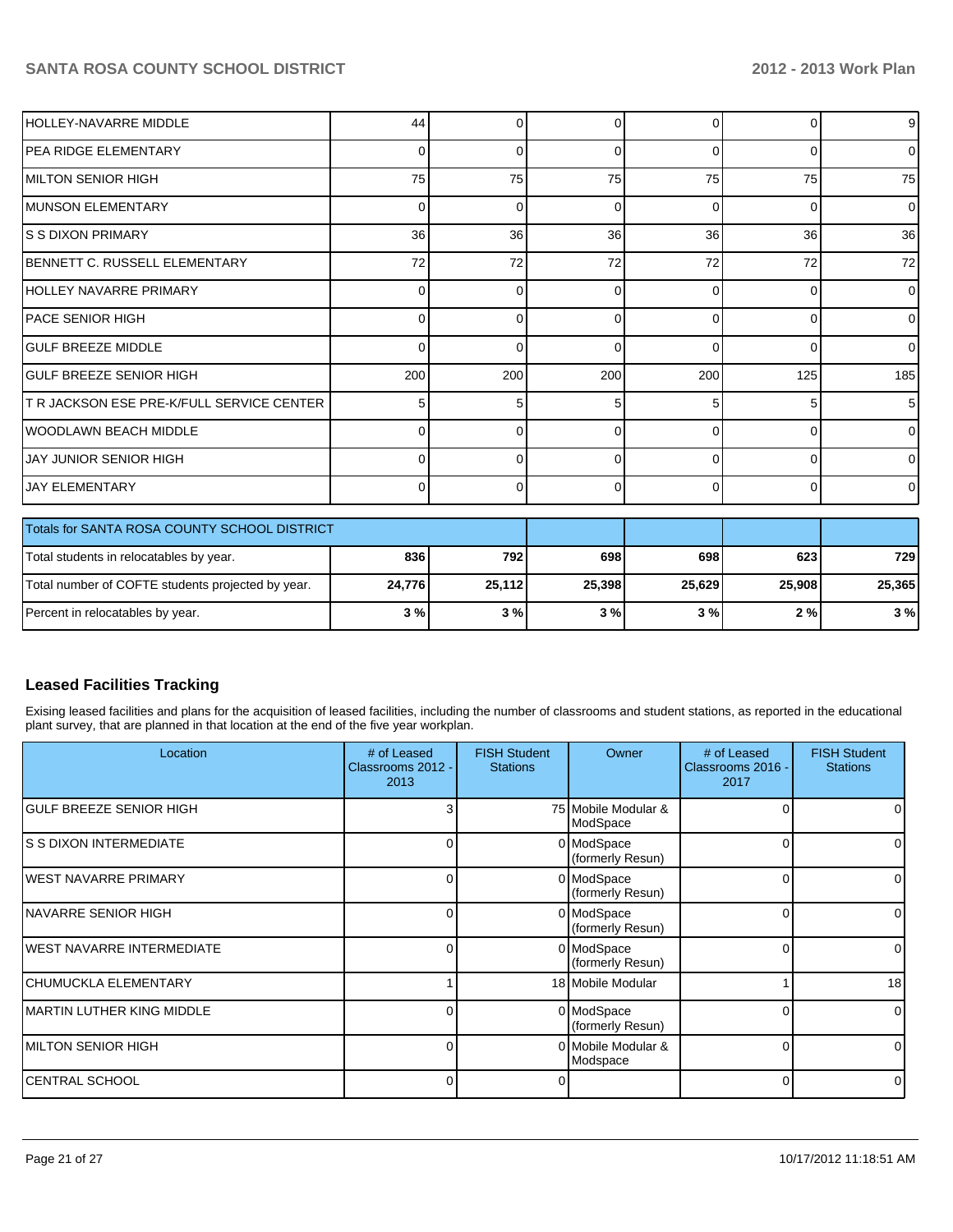| | | | | | | |
|---|---|---|---|---|---|---|
| HOLLEY-NAVARRE MIDDLE | 44 | 0 | 0 | 0 | 0 | 9 |
| PEA RIDGE ELEMENTARY | 0 | 0 | 0 | 0 | 0 | 0 |
| MILTON SENIOR HIGH | 75 | 75 | 75 | 75 | 75 | 75 |
| MUNSON ELEMENTARY | 0 | 0 | 0 | 0 | 0 | 0 |
| S S DIXON PRIMARY | 36 | 36 | 36 | 36 | 36 | 36 |
| BENNETT C. RUSSELL ELEMENTARY | 72 | 72 | 72 | 72 | 72 | 72 |
| HOLLEY NAVARRE PRIMARY | 0 | 0 | 0 | 0 | 0 | 0 |
| PACE SENIOR HIGH | 0 | 0 | 0 | 0 | 0 | 0 |
| GULF BREEZE MIDDLE | 0 | 0 | 0 | 0 | 0 | 0 |
| GULF BREEZE SENIOR HIGH | 200 | 200 | 200 | 200 | 125 | 185 |
| T R JACKSON ESE PRE-K/FULL SERVICE CENTER | 5 | 5 | 5 | 5 | 5 | 5 |
| WOODLAWN BEACH MIDDLE | 0 | 0 | 0 | 0 | 0 | 0 |
| JAY JUNIOR SENIOR HIGH | 0 | 0 | 0 | 0 | 0 | 0 |
| JAY ELEMENTARY | 0 | 0 | 0 | 0 | 0 | 0 |

| Totals for SANTA ROSA COUNTY SCHOOL DISTRICT | | | | | | |
|---|---|---|---|---|---|---|
| Total students in relocatables by year. | **836** | **792** | **698** | **698** | **623** | **729** |
| Total number of COFTE students projected by year. | **24,776** | **25,112** | **25,398** | **25,629** | **25,908** | **25,365** |
| Percent in relocatables by year. | **3 %** | **3 %** | **3 %** | **3 %** | **2 %** | **3 %** |

## Leased Facilities Tracking

Exising leased facilities and plans for the acquisition of leased facilities, including the number of classrooms and student stations, as reported in the educational plant survey, that are planned in that location at the end of the five year workplan.

| Location | # of Leased Classrooms 2012 - 2013 | FISH Student Stations | Owner | # of Leased Classrooms 2016 - 2017 | FISH Student Stations |
|---|---|---|---|---|---|
| GULF BREEZE SENIOR HIGH | 3 | 75 | Mobile Modular & ModSpace | 0 | 0 |
| S S DIXON INTERMEDIATE | 0 | 0 | ModSpace (formerly Resun) | 0 | 0 |
| WEST NAVARRE PRIMARY | 0 | 0 | ModSpace (formerly Resun) | 0 | 0 |
| NAVARRE SENIOR HIGH | 0 | 0 | ModSpace (formerly Resun) | 0 | 0 |
| WEST NAVARRE INTERMEDIATE | 0 | 0 | ModSpace (formerly Resun) | 0 | 0 |
| CHUMUCKLA ELEMENTARY | 1 | 18 | Mobile Modular | 1 | 18 |
| MARTIN LUTHER KING MIDDLE | 0 | 0 | ModSpace (formerly Resun) | 0 | 0 |
| MILTON SENIOR HIGH | 0 | 0 | Mobile Modular & Modspace | 0 | 0 |
| CENTRAL SCHOOL | 0 | 0 | | 0 | 0 |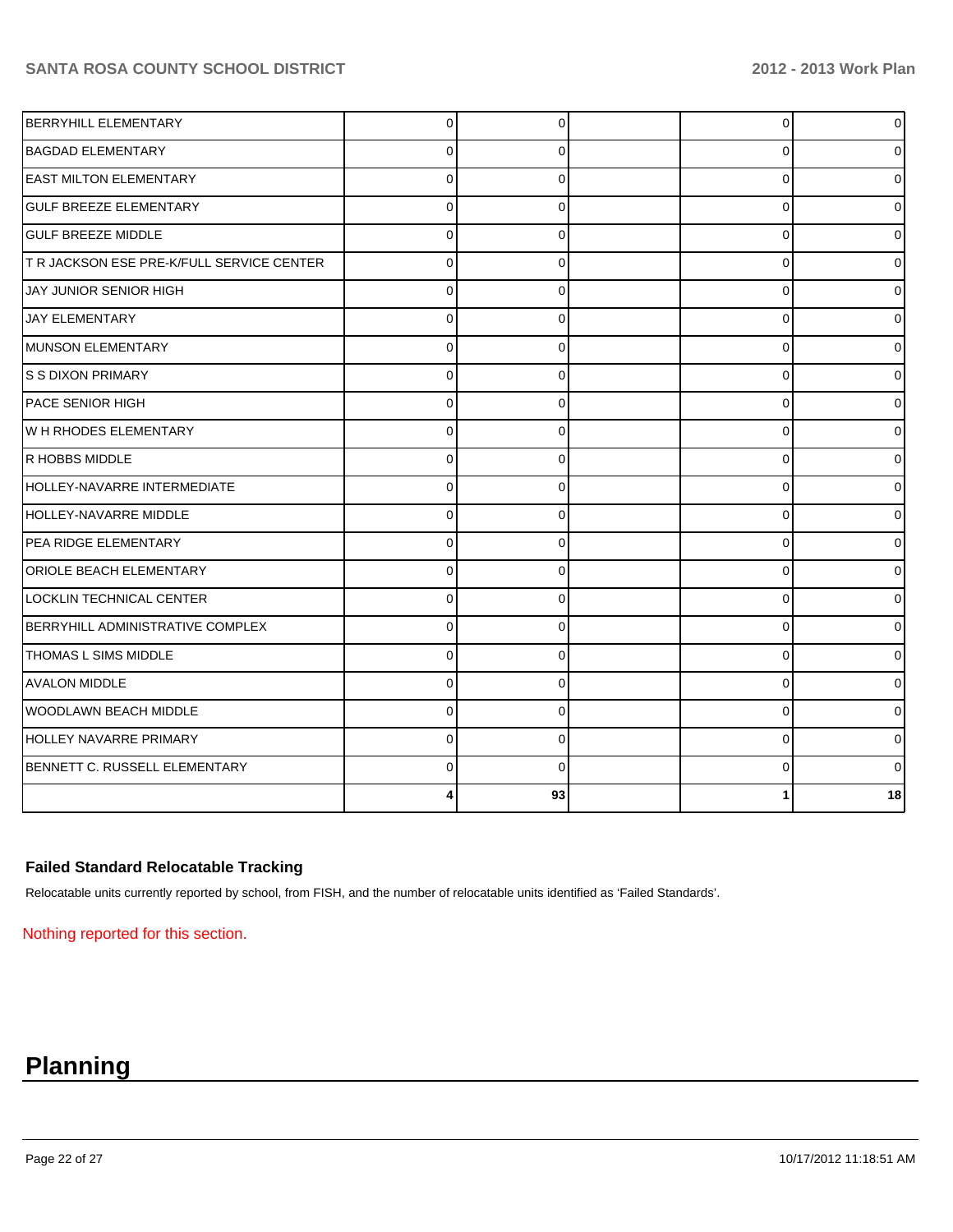| | | | | | |
|---|---|---|---|---|---|
| BERRYHILL ELEMENTARY | 0 | 0 | | 0 | 0 |
| BAGDAD ELEMENTARY | 0 | 0 | | 0 | 0 |
| EAST MILTON ELEMENTARY | 0 | 0 | | 0 | 0 |
| GULF BREEZE ELEMENTARY | 0 | 0 | | 0 | 0 |
| GULF BREEZE MIDDLE | 0 | 0 | | 0 | 0 |
| T R JACKSON ESE PRE-K/FULL SERVICE CENTER | 0 | 0 | | 0 | 0 |
| JAY JUNIOR SENIOR HIGH | 0 | 0 | | 0 | 0 |
| JAY ELEMENTARY | 0 | 0 | | 0 | 0 |
| MUNSON ELEMENTARY | 0 | 0 | | 0 | 0 |
| S S DIXON PRIMARY | 0 | 0 | | 0 | 0 |
| PACE SENIOR HIGH | 0 | 0 | | 0 | 0 |
| W H RHODES ELEMENTARY | 0 | 0 | | 0 | 0 |
| R HOBBS MIDDLE | 0 | 0 | | 0 | 0 |
| HOLLEY-NAVARRE INTERMEDIATE | 0 | 0 | | 0 | 0 |
| HOLLEY-NAVARRE MIDDLE | 0 | 0 | | 0 | 0 |
| PEA RIDGE ELEMENTARY | 0 | 0 | | 0 | 0 |
| ORIOLE BEACH ELEMENTARY | 0 | 0 | | 0 | 0 |
| LOCKLIN TECHNICAL CENTER | 0 | 0 | | 0 | 0 |
| BERRYHILL ADMINISTRATIVE COMPLEX | 0 | 0 | | 0 | 0 |
| THOMAS L SIMS MIDDLE | 0 | 0 | | 0 | 0 |
| AVALON MIDDLE | 0 | 0 | | 0 | 0 |
| WOODLAWN BEACH MIDDLE | 0 | 0 | | 0 | 0 |
| HOLLEY NAVARRE PRIMARY | 0 | 0 | | 0 | 0 |
| BENNETT C. RUSSELL ELEMENTARY | 0 | 0 | | 0 | 0 |
| | **4** | **93** | | **1** | **18** |

### Failed Standard Relocatable Tracking

Relocatable units currently reported by school, from FISH, and the number of relocatable units identified as 'Failed Standards'.

Nothing reported for this section.

# Planning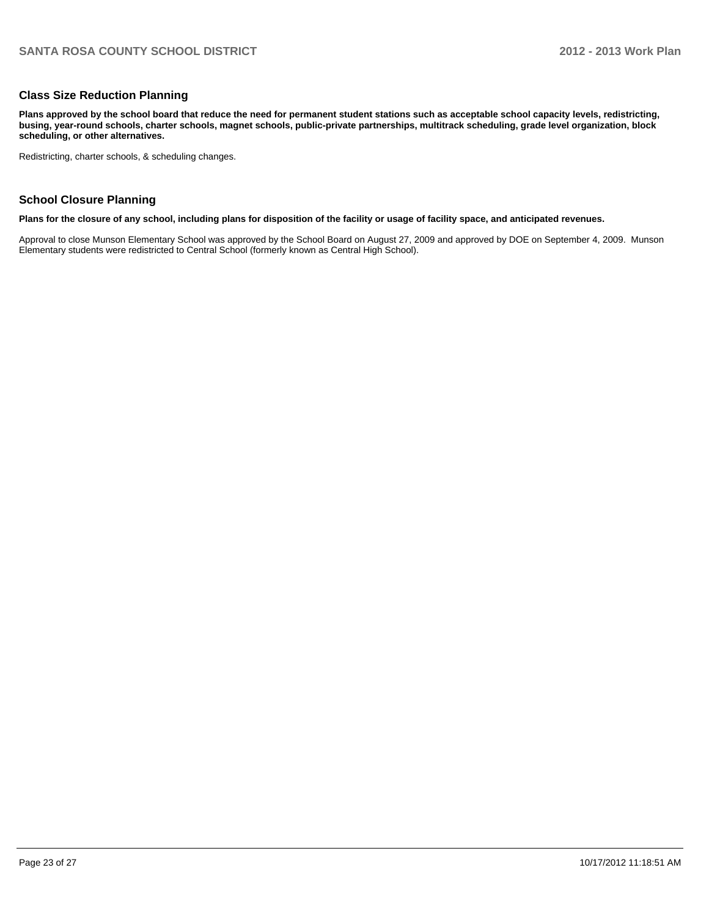## Class Size Reduction Planning

**Plans approved by the school board that reduce the need for permanent student stations such as acceptable school capacity levels, redistricting, busing, year-round schools, charter schools, magnet schools, public-private partnerships, multitrack scheduling, grade level organization, block scheduling, or other alternatives.**

Redistricting, charter schools, & scheduling changes.

## School Closure Planning

**Plans for the closure of any school, including plans for disposition of the facility or usage of facility space, and anticipated revenues.**

Approval to close Munson Elementary School was approved by the School Board on August 27, 2009 and approved by DOE on September 4, 2009. Munson Elementary students were redistricted to Central School (formerly known as Central High School).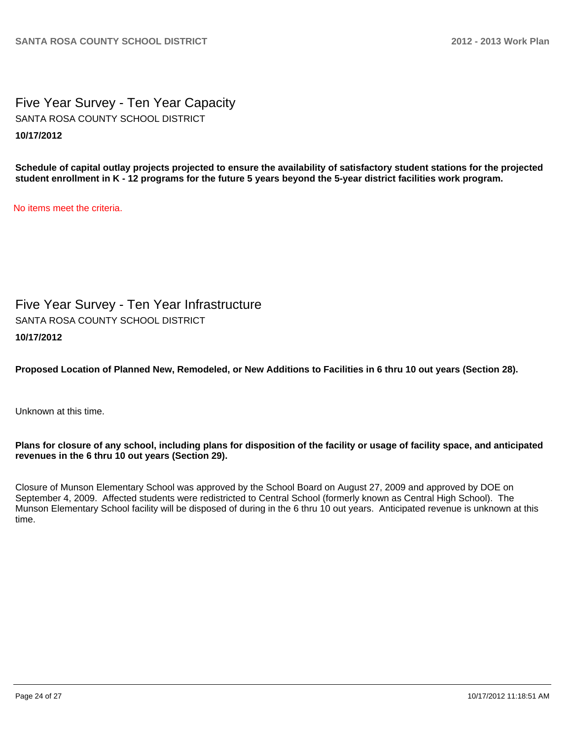# Five Year Survey - Ten Year Capacity

SANTA ROSA COUNTY SCHOOL DISTRICT

**10/17/2012**

**Schedule of capital outlay projects projected to ensure the availability of satisfactory student stations for the projected student enrollment in K - 12 programs for the future 5 years beyond the 5-year district facilities work program.**

No items meet the criteria.

# Five Year Survey - Ten Year Infrastructure

SANTA ROSA COUNTY SCHOOL DISTRICT

**10/17/2012**

**Proposed Location of Planned New, Remodeled, or New Additions to Facilities in 6 thru 10 out years (Section 28).**

Unknown at this time.

**Plans for closure of any school, including plans for disposition of the facility or usage of facility space, and anticipated revenues in the 6 thru 10 out years (Section 29).**

Closure of Munson Elementary School was approved by the School Board on August 27, 2009 and approved by DOE on September 4, 2009. Affected students were redistricted to Central School (formerly known as Central High School). The Munson Elementary School facility will be disposed of during in the 6 thru 10 out years. Anticipated revenue is unknown at this time.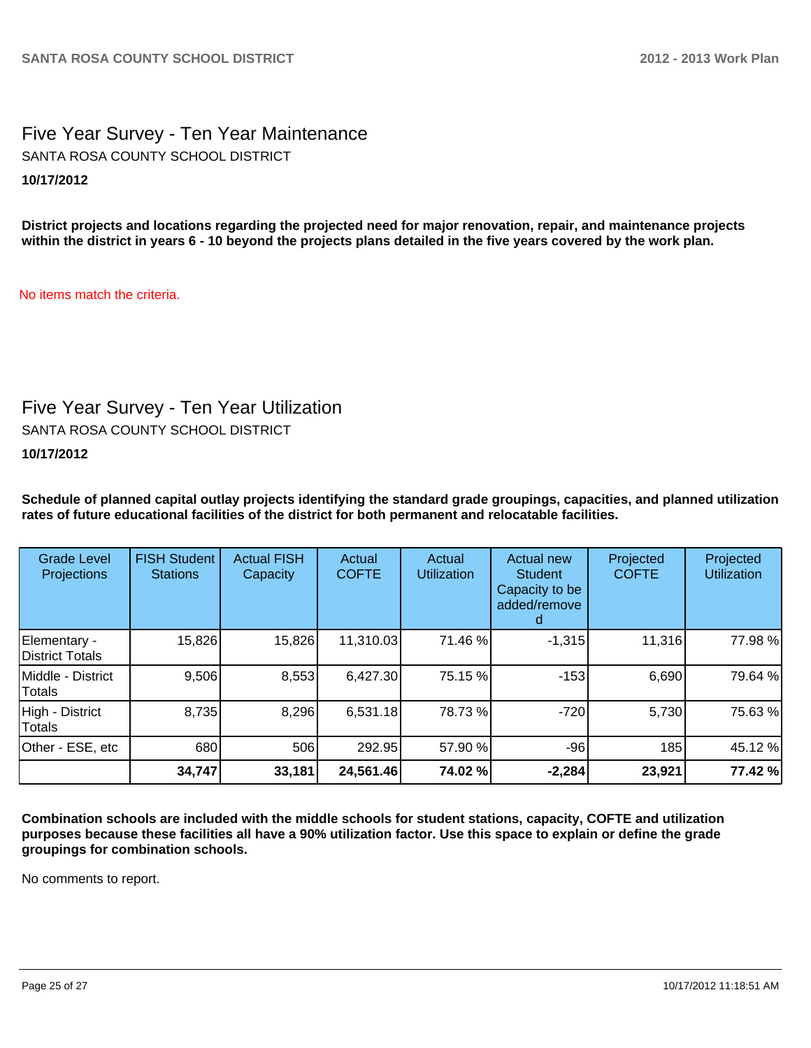## Five Year Survey - Ten Year Maintenance

SANTA ROSA COUNTY SCHOOL DISTRICT

**10/17/2012**

**District projects and locations regarding the projected need for major renovation, repair, and maintenance projects within the district in years 6 - 10 beyond the projects plans detailed in the five years covered by the work plan.**

No items match the criteria.

## Five Year Survey - Ten Year Utilization

SANTA ROSA COUNTY SCHOOL DISTRICT

**10/17/2012**

**Schedule of planned capital outlay projects identifying the standard grade groupings, capacities, and planned utilization rates of future educational facilities of the district for both permanent and relocatable facilities.**

| Grade Level Projections | FISH Student Stations | Actual FISH Capacity | Actual COFTE | Actual Utilization | Actual new Student Capacity to be added/removed | Projected COFTE | Projected Utilization |
|---|---|---|---|---|---|---|---|
| Elementary - District Totals | 15,826 | 15,826 | 11,310.03 | 71.46 % | -1,315 | 11,316 | 77.98 % |
| Middle - District Totals | 9,506 | 8,553 | 6,427.30 | 75.15 % | -153 | 6,690 | 79.64 % |
| High - District Totals | 8,735 | 8,296 | 6,531.18 | 78.73 % | -720 | 5,730 | 75.63 % |
| Other - ESE, etc | 680 | 506 | 292.95 | 57.90 % | -96 | 185 | 45.12 % |
| | **34,747** | **33,181** | **24,561.46** | **74.02 %** | **-2,284** | **23,921** | **77.42 %** |

**Combination schools are included with the middle schools for student stations, capacity, COFTE and utilization purposes because these facilities all have a 90% utilization factor. Use this space to explain or define the grade groupings for combination schools.**

No comments to report.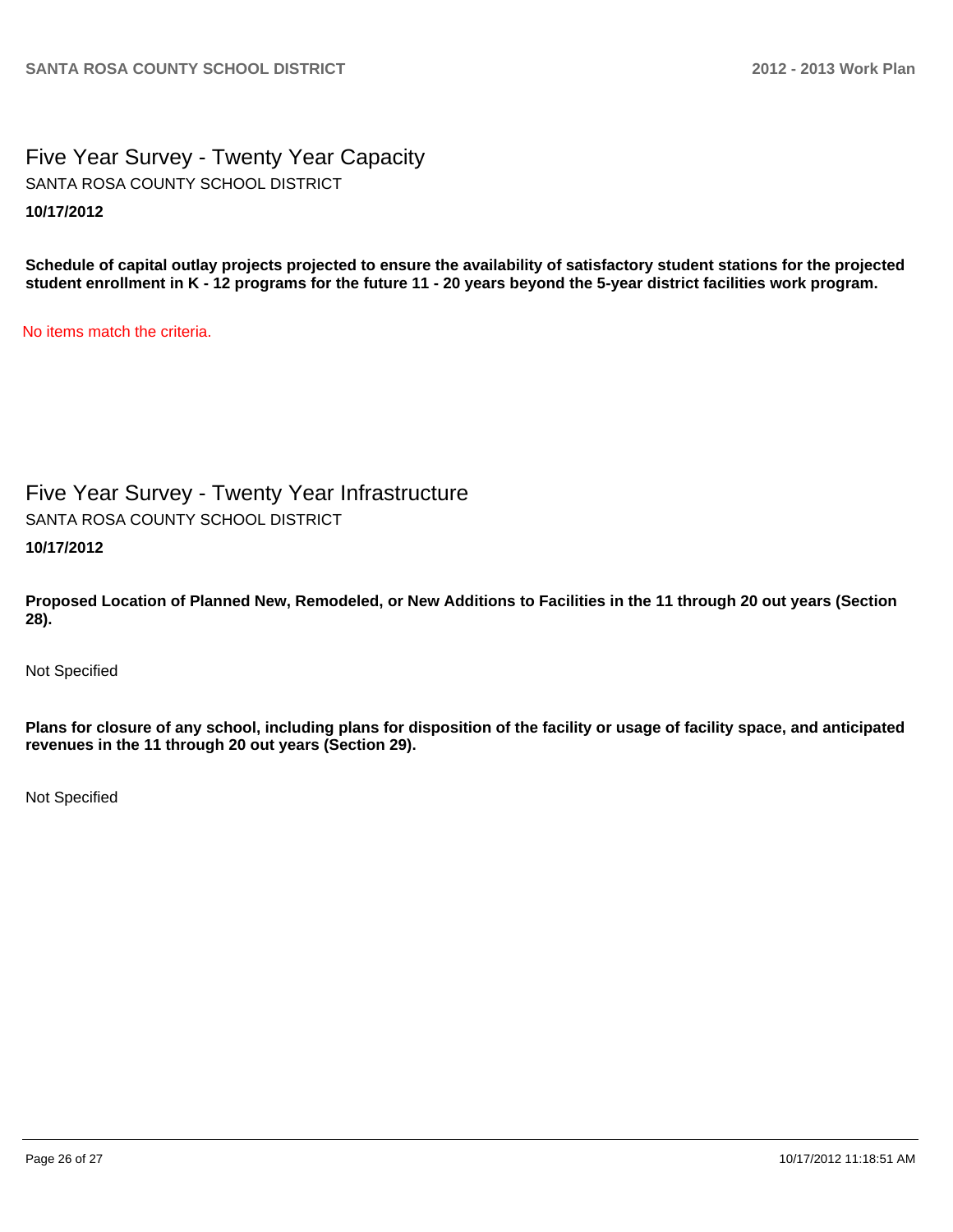# Five Year Survey - Twenty Year Capacity

SANTA ROSA COUNTY SCHOOL DISTRICT

**10/17/2012**

**Schedule of capital outlay projects projected to ensure the availability of satisfactory student stations for the projected student enrollment in K - 12 programs for the future 11 - 20 years beyond the 5-year district facilities work program.**

No items match the criteria.

# Five Year Survey - Twenty Year Infrastructure

SANTA ROSA COUNTY SCHOOL DISTRICT

**10/17/2012**

**Proposed Location of Planned New, Remodeled, or New Additions to Facilities in the 11 through 20 out years (Section 28).**

Not Specified

**Plans for closure of any school, including plans for disposition of the facility or usage of facility space, and anticipated revenues in the 11 through 20 out years (Section 29).**

Not Specified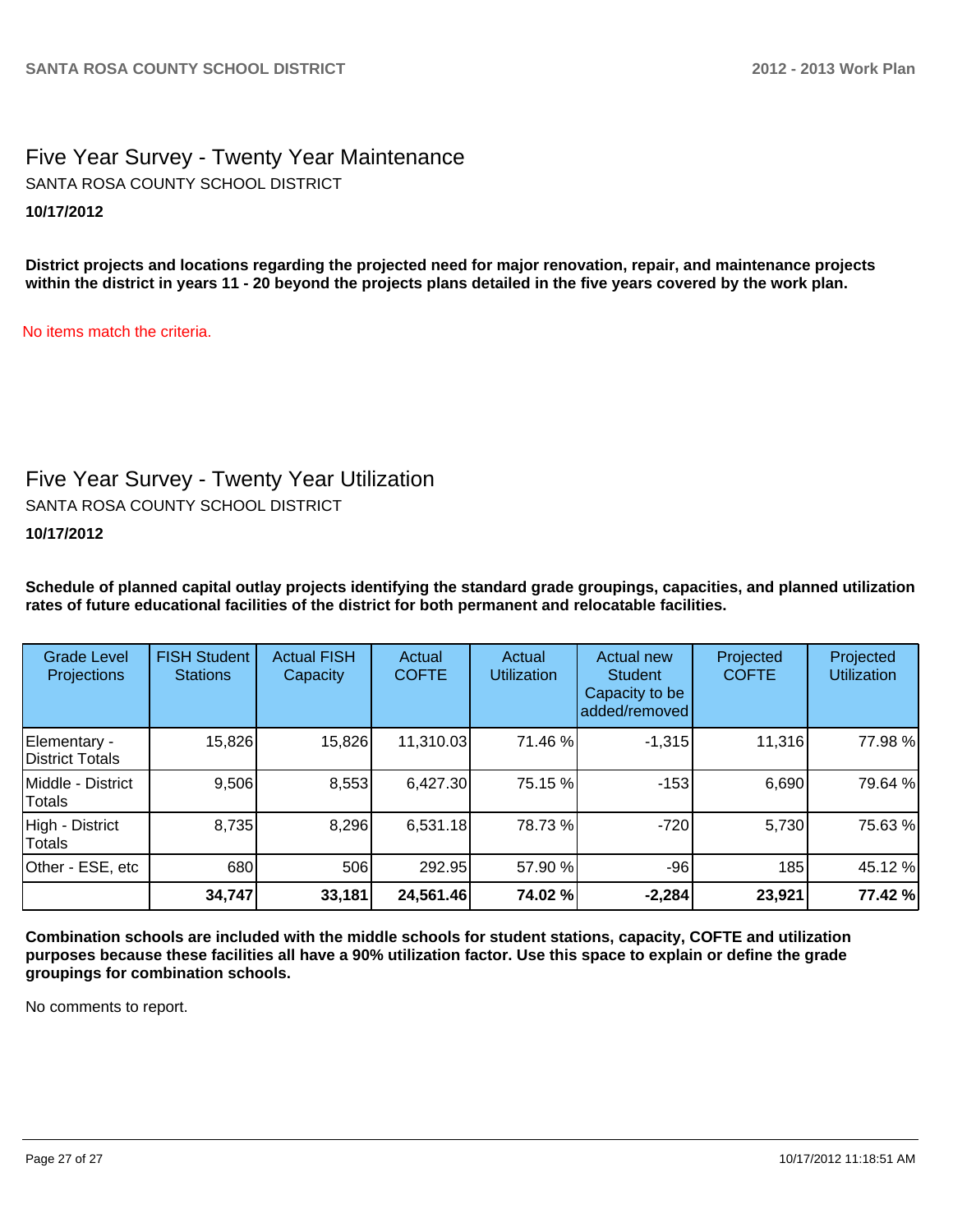## Five Year Survey - Twenty Year Maintenance

SANTA ROSA COUNTY SCHOOL DISTRICT

**10/17/2012**

**District projects and locations regarding the projected need for major renovation, repair, and maintenance projects within the district in years 11 - 20 beyond the projects plans detailed in the five years covered by the work plan.**

No items match the criteria.

## Five Year Survey - Twenty Year Utilization

SANTA ROSA COUNTY SCHOOL DISTRICT

**10/17/2012**

**Schedule of planned capital outlay projects identifying the standard grade groupings, capacities, and planned utilization rates of future educational facilities of the district for both permanent and relocatable facilities.**

| Grade Level Projections | FISH Student Stations | Actual FISH Capacity | Actual COFTE | Actual Utilization | Actual new Student Capacity to be added/removed | Projected COFTE | Projected Utilization |
|---|---|---|---|---|---|---|---|
| Elementary - District Totals | 15,826 | 15,826 | 11,310.03 | 71.46 % | -1,315 | 11,316 | 77.98 % |
| Middle - District Totals | 9,506 | 8,553 | 6,427.30 | 75.15 % | -153 | 6,690 | 79.64 % |
| High - District Totals | 8,735 | 8,296 | 6,531.18 | 78.73 % | -720 | 5,730 | 75.63 % |
| Other - ESE, etc | 680 | 506 | 292.95 | 57.90 % | -96 | 185 | 45.12 % |
| | **34,747** | **33,181** | **24,561.46** | **74.02 %** | **-2,284** | **23,921** | **77.42 %** |

**Combination schools are included with the middle schools for student stations, capacity, COFTE and utilization purposes because these facilities all have a 90% utilization factor. Use this space to explain or define the grade groupings for combination schools.**

No comments to report.